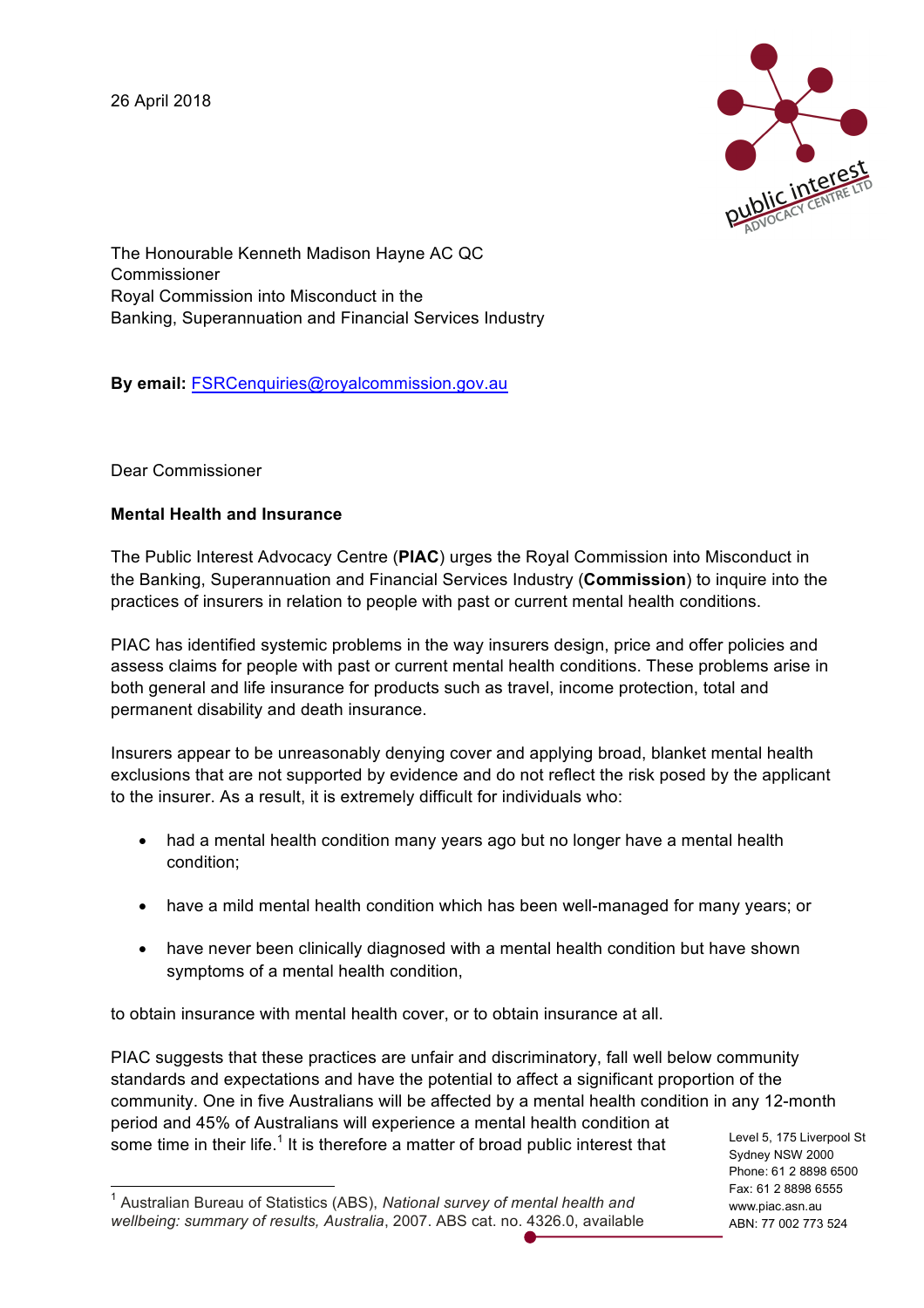26 April 2018

The Honourable Kenneth Madison Hayne AC QC
Commissioner
Royal Commission into Misconduct in the
Banking, Superannuation and Financial Services Industry

**By email:** FSRCenquiries@royalcommission.gov.au

Dear Commissioner

**Mental Health and Insurance**

The Public Interest Advocacy Centre (**PIAC**) urges the Royal Commission into Misconduct in the Banking, Superannuation and Financial Services Industry (**Commission**) to inquire into the practices of insurers in relation to people with past or current mental health conditions.

PIAC has identified systemic problems in the way insurers design, price and offer policies and assess claims for people with past or current mental health conditions. These problems arise in both general and life insurance for products such as travel, income protection, total and permanent disability and death insurance.

Insurers appear to be unreasonably denying cover and applying broad, blanket mental health exclusions that are not supported by evidence and do not reflect the risk posed by the applicant to the insurer. As a result, it is extremely difficult for individuals who:

- had a mental health condition many years ago but no longer have a mental health condition;
- have a mild mental health condition which has been well-managed for many years; or
- have never been clinically diagnosed with a mental health condition but have shown symptoms of a mental health condition,

to obtain insurance with mental health cover, or to obtain insurance at all.

PIAC suggests that these practices are unfair and discriminatory, fall well below community standards and expectations and have the potential to affect a significant proportion of the community. One in five Australians will be affected by a mental health condition in any 12-month period and 45% of Australians will experience a mental health condition at some time in their life.[1] It is therefore a matter of broad public interest that

[1] Australian Bureau of Statistics (ABS), *National survey of mental health and wellbeing: summary of results, Australia*, 2007. ABS cat. no. 4326.0, available

Level 5, 175 Liverpool St
Sydney NSW 2000
Phone: 61 2 8898 6500
Fax: 61 2 8898 6555
www.piac.asn.au
ABN: 77 002 773 524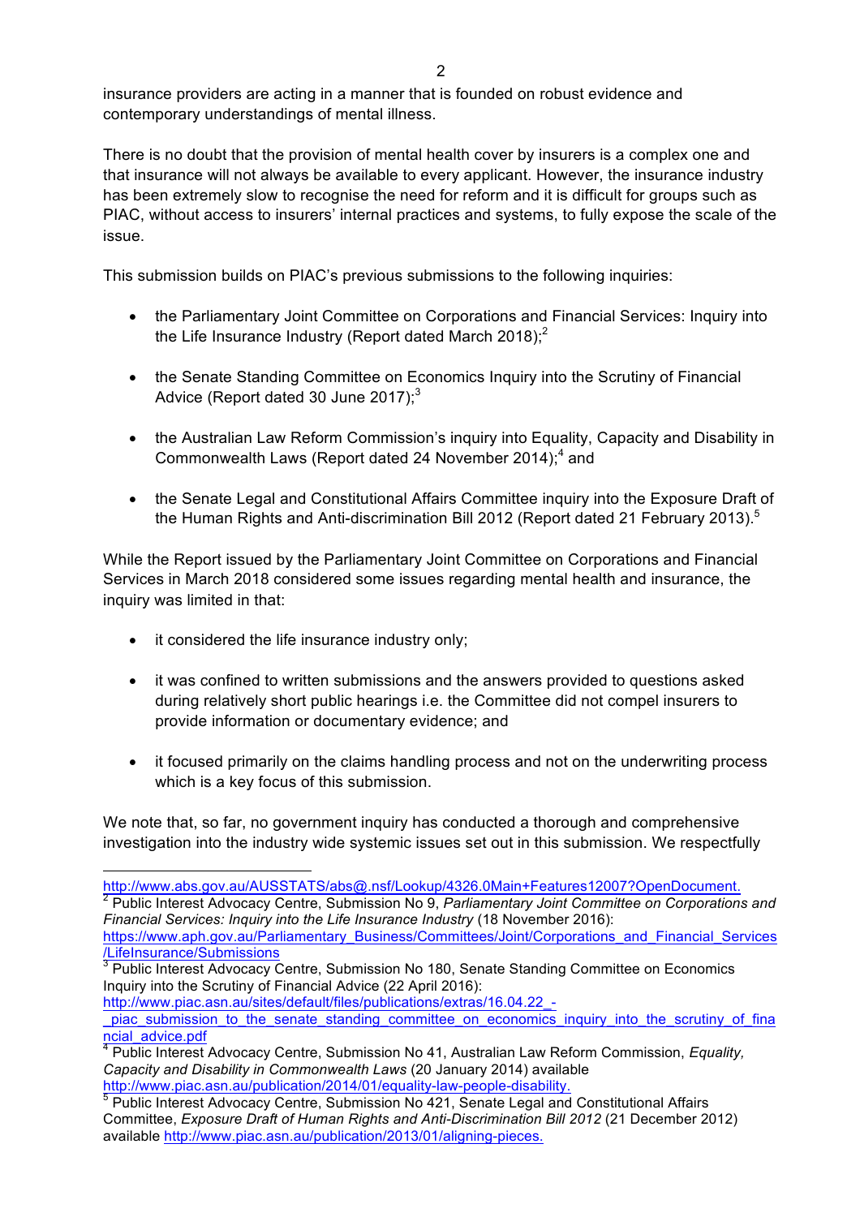insurance providers are acting in a manner that is founded on robust evidence and contemporary understandings of mental illness.

There is no doubt that the provision of mental health cover by insurers is a complex one and that insurance will not always be available to every applicant. However, the insurance industry has been extremely slow to recognise the need for reform and it is difficult for groups such as PIAC, without access to insurers' internal practices and systems, to fully expose the scale of the issue.

This submission builds on PIAC's previous submissions to the following inquiries:

- the Parliamentary Joint Committee on Corporations and Financial Services: Inquiry into the Life Insurance Industry (Report dated March 2018);[2]

- the Senate Standing Committee on Economics Inquiry into the Scrutiny of Financial Advice (Report dated 30 June 2017);[3]

- the Australian Law Reform Commission's inquiry into Equality, Capacity and Disability in Commonwealth Laws (Report dated 24 November 2014);[4] and

- the Senate Legal and Constitutional Affairs Committee inquiry into the Exposure Draft of the Human Rights and Anti-discrimination Bill 2012 (Report dated 21 February 2013).[5]

While the Report issued by the Parliamentary Joint Committee on Corporations and Financial Services in March 2018 considered some issues regarding mental health and insurance, the inquiry was limited in that:

- it considered the life insurance industry only;

- it was confined to written submissions and the answers provided to questions asked during relatively short public hearings i.e. the Committee did not compel insurers to provide information or documentary evidence; and

- it focused primarily on the claims handling process and not on the underwriting process which is a key focus of this submission.

We note that, so far, no government inquiry has conducted a thorough and comprehensive investigation into the industry wide systemic issues set out in this submission. We respectfully

---

http://www.abs.gov.au/AUSSTATS/abs@.nsf/Lookup/4326.0Main+Features12007?OpenDocument.

[2] Public Interest Advocacy Centre, Submission No 9, *Parliamentary Joint Committee on Corporations and Financial Services: Inquiry into the Life Insurance Industry* (18 November 2016): https://www.aph.gov.au/Parliamentary_Business/Committees/Joint/Corporations_and_Financial_Services/LifeInsurance/Submissions

[3] Public Interest Advocacy Centre, Submission No 180, Senate Standing Committee on Economics Inquiry into the Scrutiny of Financial Advice (22 April 2016): http://www.piac.asn.au/sites/default/files/publications/extras/16.04.22_-_piac_submission_to_the_senate_standing_committee_on_economics_inquiry_into_the_scrutiny_of_financial_advice.pdf

[4] Public Interest Advocacy Centre, Submission No 41, Australian Law Reform Commission, *Equality, Capacity and Disability in Commonwealth Laws* (20 January 2014) available http://www.piac.asn.au/publication/2014/01/equality-law-people-disability.

[5] Public Interest Advocacy Centre, Submission No 421, Senate Legal and Constitutional Affairs Committee, *Exposure Draft of Human Rights and Anti-Discrimination Bill 2012* (21 December 2012) available http://www.piac.asn.au/publication/2013/01/aligning-pieces.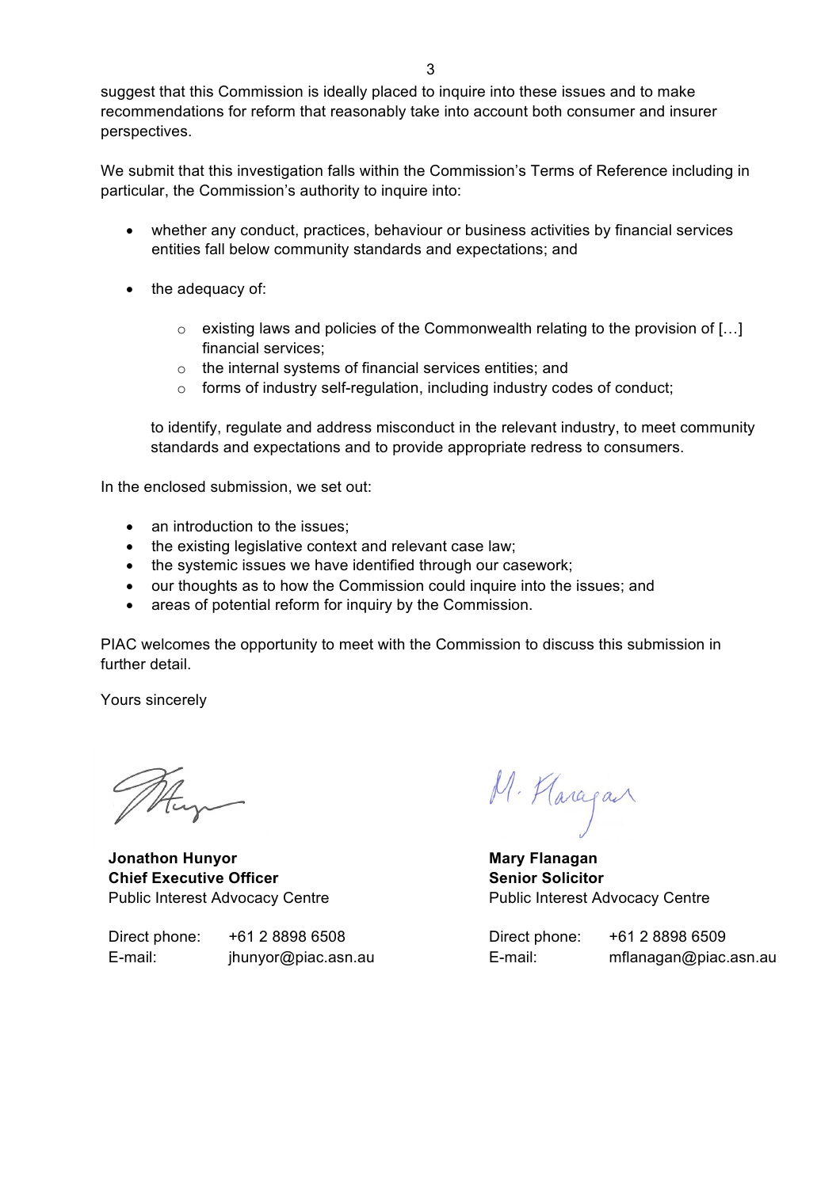suggest that this Commission is ideally placed to inquire into these issues and to make recommendations for reform that reasonably take into account both consumer and insurer perspectives.

We submit that this investigation falls within the Commission's Terms of Reference including in particular, the Commission's authority to inquire into:

- whether any conduct, practices, behaviour or business activities by financial services entities fall below community standards and expectations; and
- the adequacy of:
  - existing laws and policies of the Commonwealth relating to the provision of […] financial services;
  - the internal systems of financial services entities; and
  - forms of industry self-regulation, including industry codes of conduct;

  to identify, regulate and address misconduct in the relevant industry, to meet community standards and expectations and to provide appropriate redress to consumers.

In the enclosed submission, we set out:

- an introduction to the issues;
- the existing legislative context and relevant case law;
- the systemic issues we have identified through our casework;
- our thoughts as to how the Commission could inquire into the issues; and
- areas of potential reform for inquiry by the Commission.

PIAC welcomes the opportunity to meet with the Commission to discuss this submission in further detail.

Yours sincerely

**Jonathon Hunyor**
**Chief Executive Officer**
Public Interest Advocacy Centre

Direct phone: +61 2 8898 6508
E-mail: jhunyor@piac.asn.au

**Mary Flanagan**
**Senior Solicitor**
Public Interest Advocacy Centre

Direct phone: +61 2 8898 6509
E-mail: mflanagan@piac.asn.au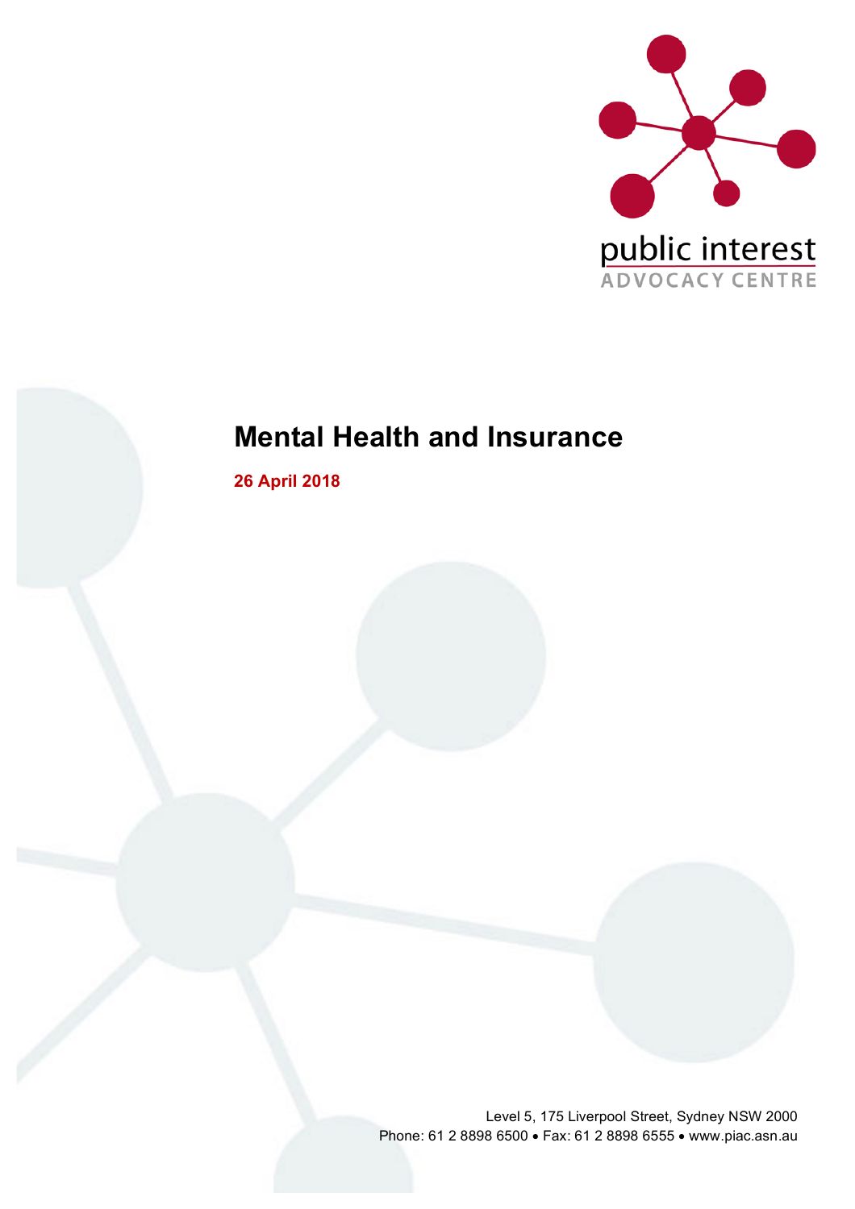public interest
ADVOCACY CENTRE

# Mental Health and Insurance

**26 April 2018**

Level 5, 175 Liverpool Street, Sydney NSW 2000
Phone: 61 2 8898 6500 • Fax: 61 2 8898 6555 • www.piac.asn.au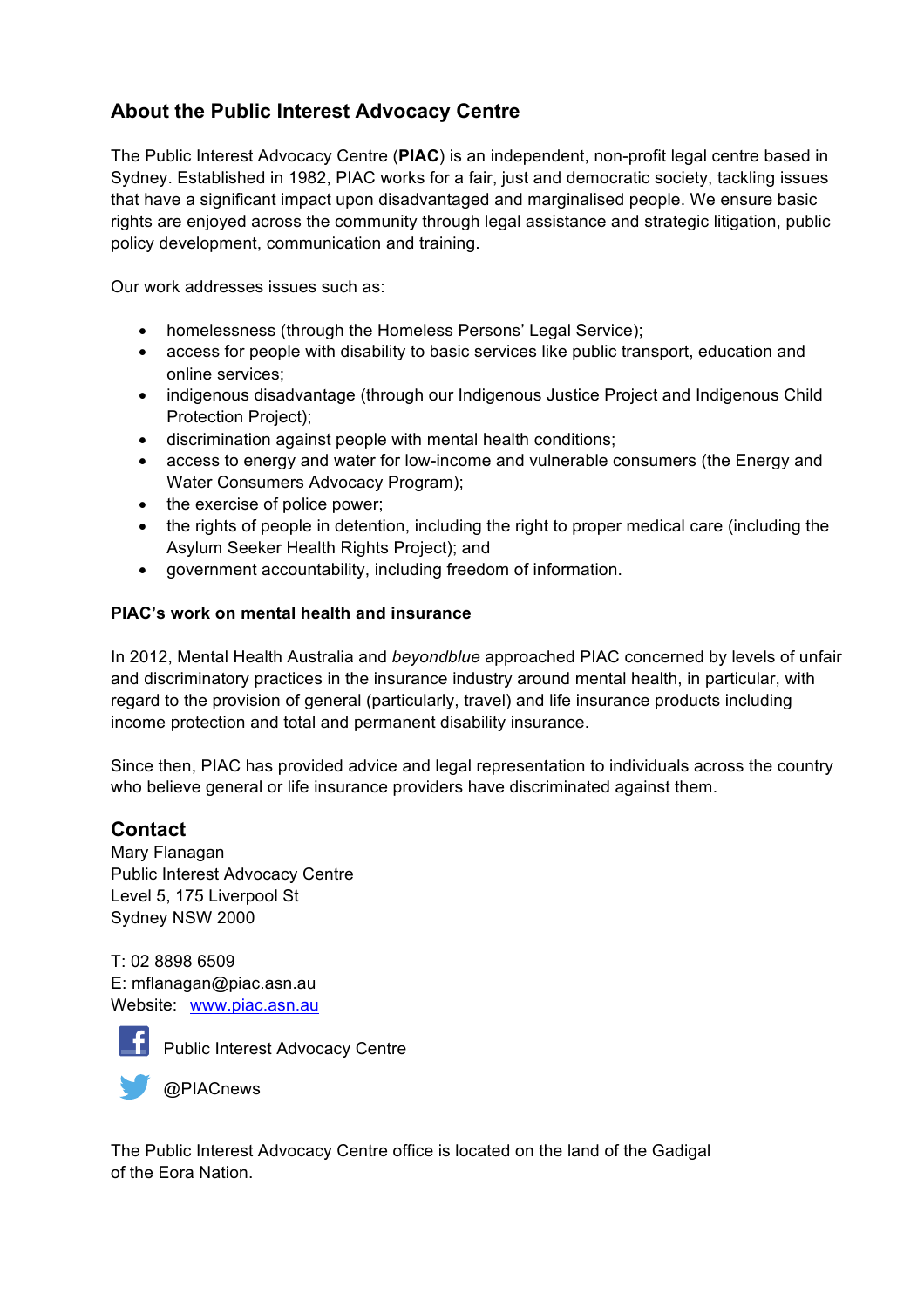## About the Public Interest Advocacy Centre

The Public Interest Advocacy Centre (**PIAC**) is an independent, non-profit legal centre based in Sydney. Established in 1982, PIAC works for a fair, just and democratic society, tackling issues that have a significant impact upon disadvantaged and marginalised people. We ensure basic rights are enjoyed across the community through legal assistance and strategic litigation, public policy development, communication and training.

Our work addresses issues such as:

- homelessness (through the Homeless Persons' Legal Service);
- access for people with disability to basic services like public transport, education and online services;
- indigenous disadvantage (through our Indigenous Justice Project and Indigenous Child Protection Project);
- discrimination against people with mental health conditions;
- access to energy and water for low-income and vulnerable consumers (the Energy and Water Consumers Advocacy Program);
- the exercise of police power;
- the rights of people in detention, including the right to proper medical care (including the Asylum Seeker Health Rights Project); and
- government accountability, including freedom of information.

#### PIAC's work on mental health and insurance

In 2012, Mental Health Australia and *beyondblue* approached PIAC concerned by levels of unfair and discriminatory practices in the insurance industry around mental health, in particular, with regard to the provision of general (particularly, travel) and life insurance products including income protection and total and permanent disability insurance.

Since then, PIAC has provided advice and legal representation to individuals across the country who believe general or life insurance providers have discriminated against them.

### Contact

Mary Flanagan
Public Interest Advocacy Centre
Level 5, 175 Liverpool St
Sydney NSW 2000

T: 02 8898 6509
E: mflanagan@piac.asn.au
Website: www.piac.asn.au

Public Interest Advocacy Centre

@PIACnews

The Public Interest Advocacy Centre office is located on the land of the Gadigal of the Eora Nation.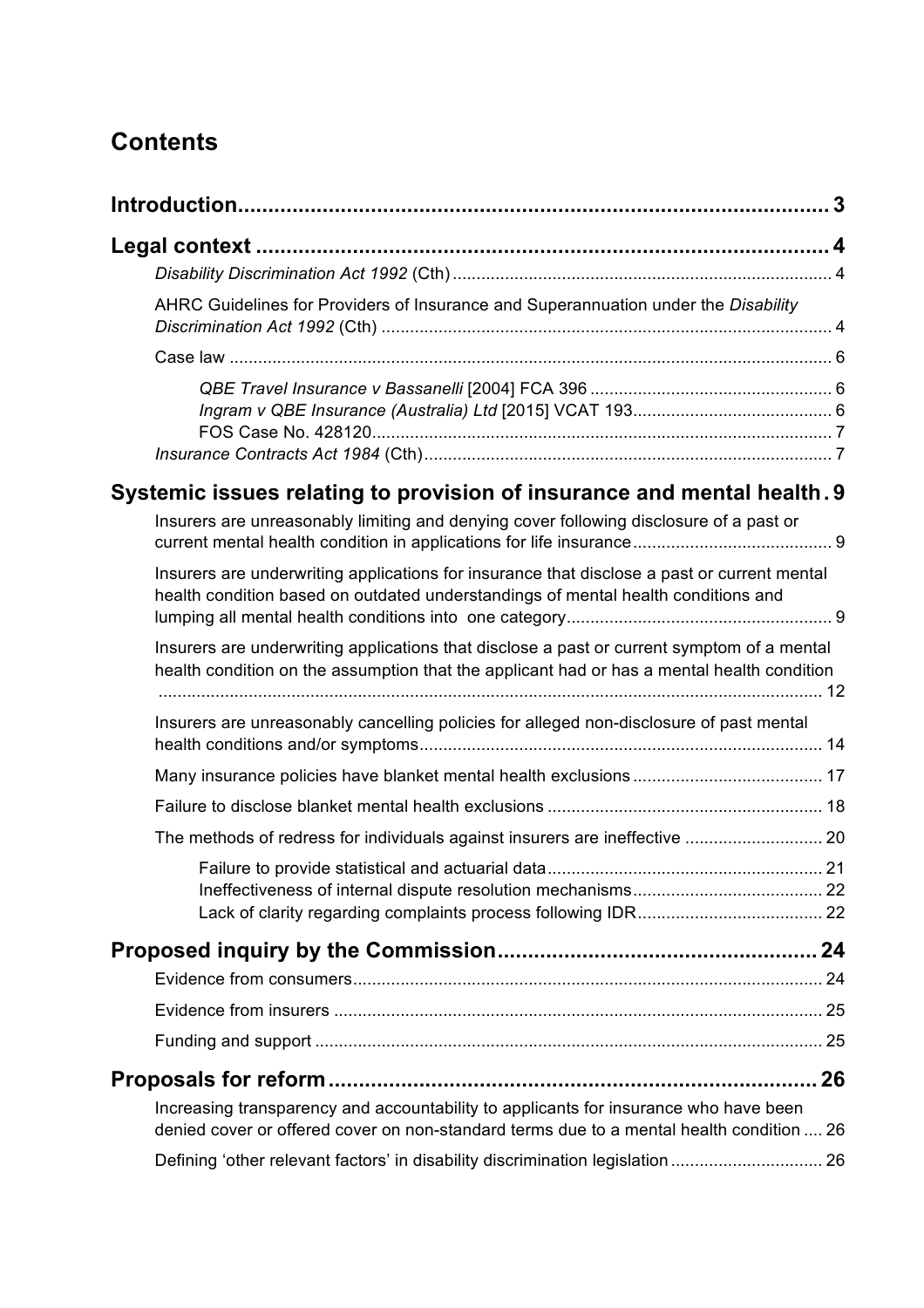# Contents

**Introduction** ..... **3**

**Legal context** ..... **4**

- *Disability Discrimination Act 1992* (Cth) ..... 4
- AHRC Guidelines for Providers of Insurance and Superannuation under the *Disability Discrimination Act 1992* (Cth) ..... 4
- Case law ..... 6
  - *QBE Travel Insurance v Bassanelli* [2004] FCA 396 ..... 6
  - *Ingram v QBE Insurance (Australia) Ltd* [2015] VCAT 193 ..... 6
  - FOS Case No. 428120 ..... 7
- *Insurance Contracts Act 1984* (Cth) ..... 7

**Systemic issues relating to provision of insurance and mental health** ..... **9**

- Insurers are unreasonably limiting and denying cover following disclosure of a past or current mental health condition in applications for life insurance ..... 9
- Insurers are underwriting applications for insurance that disclose a past or current mental health condition based on outdated understandings of mental health conditions and lumping all mental health conditions into one category ..... 9
- Insurers are underwriting applications that disclose a past or current symptom of a mental health condition on the assumption that the applicant had or has a mental health condition ..... 12
- Insurers are unreasonably cancelling policies for alleged non-disclosure of past mental health conditions and/or symptoms ..... 14
- Many insurance policies have blanket mental health exclusions ..... 17
- Failure to disclose blanket mental health exclusions ..... 18
- The methods of redress for individuals against insurers are ineffective ..... 20
  - Failure to provide statistical and actuarial data ..... 21
  - Ineffectiveness of internal dispute resolution mechanisms ..... 22
  - Lack of clarity regarding complaints process following IDR ..... 22

**Proposed inquiry by the Commission** ..... **24**

- Evidence from consumers ..... 24
- Evidence from insurers ..... 25
- Funding and support ..... 25

**Proposals for reform** ..... **26**

- Increasing transparency and accountability to applicants for insurance who have been denied cover or offered cover on non-standard terms due to a mental health condition ..... 26
- Defining 'other relevant factors' in disability discrimination legislation ..... 26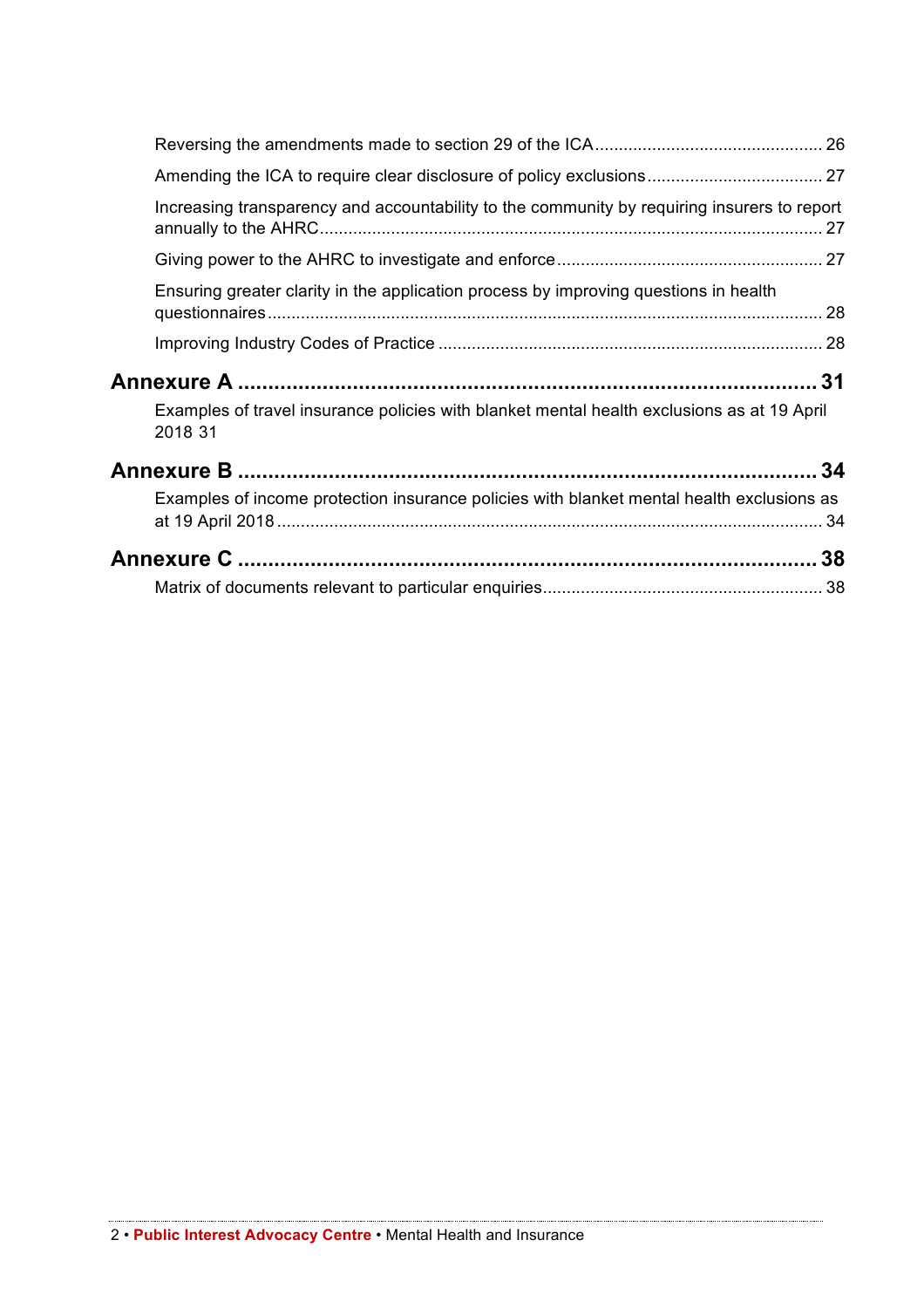Reversing the amendments made to section 29 of the ICA ........................................ 26

Amending the ICA to require clear disclosure of policy exclusions ........................................ 27

Increasing transparency and accountability to the community by requiring insurers to report annually to the AHRC ........................................ 27

Giving power to the AHRC to investigate and enforce ........................................ 27

Ensuring greater clarity in the application process by improving questions in health questionnaires ........................................ 28

Improving Industry Codes of Practice ........................................ 28

**Annexure A ........................................ 31**

Examples of travel insurance policies with blanket mental health exclusions as at 19 April 2018 31

**Annexure B ........................................ 34**

Examples of income protection insurance policies with blanket mental health exclusions as at 19 April 2018 ........................................ 34

**Annexure C ........................................ 38**

Matrix of documents relevant to particular enquiries ........................................ 38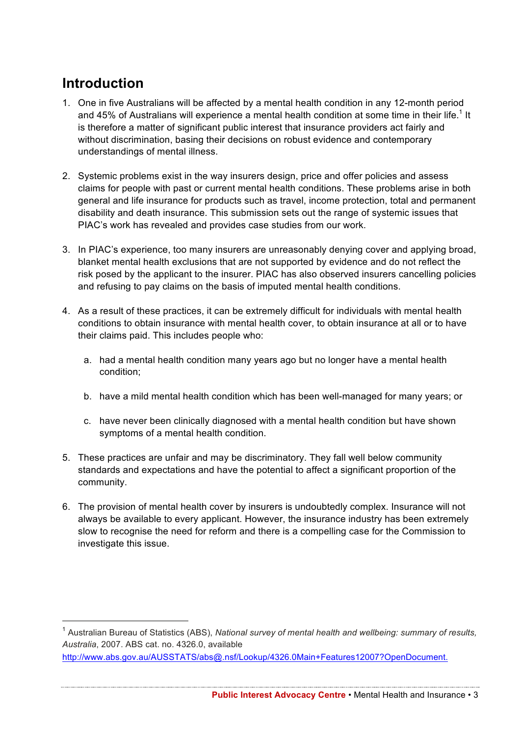## Introduction

1. One in five Australians will be affected by a mental health condition in any 12-month period and 45% of Australians will experience a mental health condition at some time in their life.[1] It is therefore a matter of significant public interest that insurance providers act fairly and without discrimination, basing their decisions on robust evidence and contemporary understandings of mental illness.

2. Systemic problems exist in the way insurers design, price and offer policies and assess claims for people with past or current mental health conditions. These problems arise in both general and life insurance for products such as travel, income protection, total and permanent disability and death insurance. This submission sets out the range of systemic issues that PIAC's work has revealed and provides case studies from our work.

3. In PIAC's experience, too many insurers are unreasonably denying cover and applying broad, blanket mental health exclusions that are not supported by evidence and do not reflect the risk posed by the applicant to the insurer. PIAC has also observed insurers cancelling policies and refusing to pay claims on the basis of imputed mental health conditions.

4. As a result of these practices, it can be extremely difficult for individuals with mental health conditions to obtain insurance with mental health cover, to obtain insurance at all or to have their claims paid. This includes people who:

   a. had a mental health condition many years ago but no longer have a mental health condition;

   b. have a mild mental health condition which has been well-managed for many years; or

   c. have never been clinically diagnosed with a mental health condition but have shown symptoms of a mental health condition.

5. These practices are unfair and may be discriminatory. They fall well below community standards and expectations and have the potential to affect a significant proportion of the community.

6. The provision of mental health cover by insurers is undoubtedly complex. Insurance will not always be available to every applicant. However, the insurance industry has been extremely slow to recognise the need for reform and there is a compelling case for the Commission to investigate this issue.

---

[1] Australian Bureau of Statistics (ABS), *National survey of mental health and wellbeing: summary of results, Australia*, 2007. ABS cat. no. 4326.0, available http://www.abs.gov.au/AUSSTATS/abs@.nsf/Lookup/4326.0Main+Features12007?OpenDocument.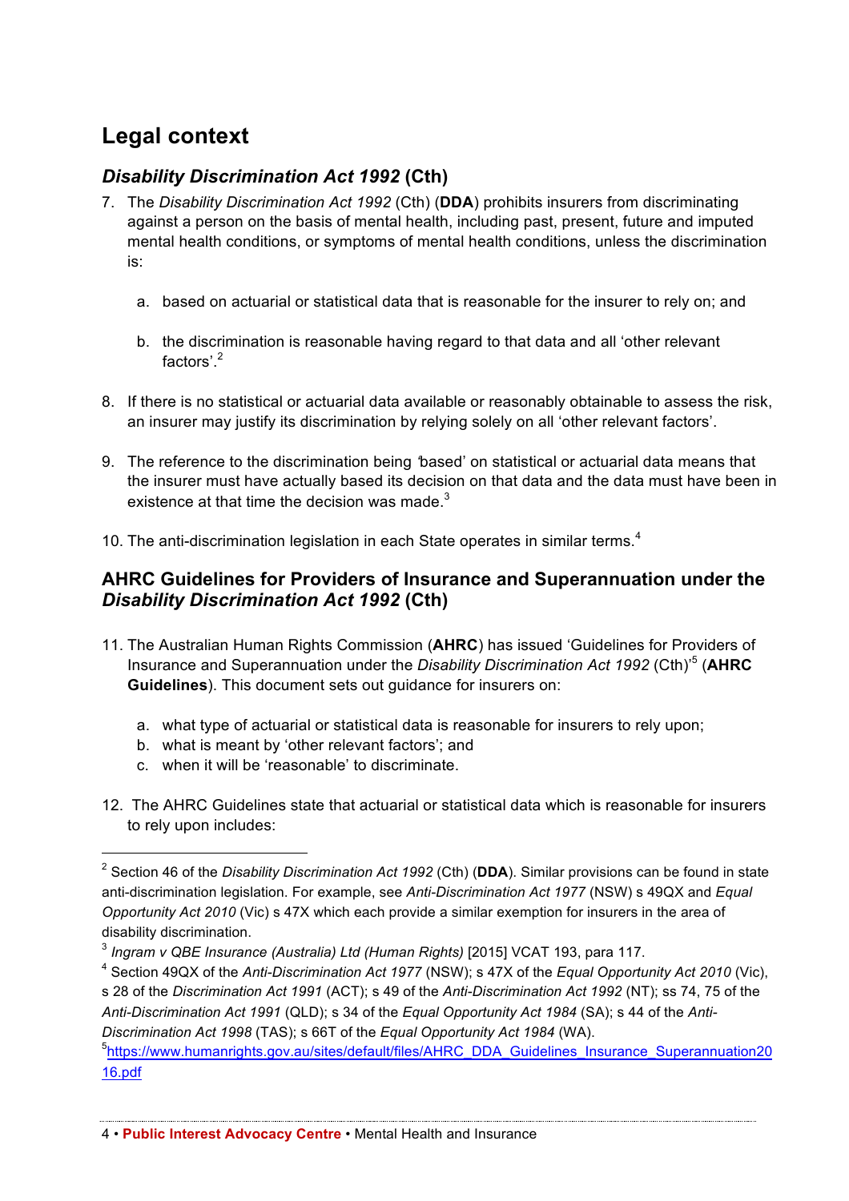## Legal context

### *Disability Discrimination Act 1992* (Cth)

7. The *Disability Discrimination Act 1992* (Cth) (**DDA**) prohibits insurers from discriminating against a person on the basis of mental health, including past, present, future and imputed mental health conditions, or symptoms of mental health conditions, unless the discrimination is:

   a. based on actuarial or statistical data that is reasonable for the insurer to rely on; and

   b. the discrimination is reasonable having regard to that data and all 'other relevant factors'.[2]

8. If there is no statistical or actuarial data available or reasonably obtainable to assess the risk, an insurer may justify its discrimination by relying solely on all 'other relevant factors'.

9. The reference to the discrimination being 'based' on statistical or actuarial data means that the insurer must have actually based its decision on that data and the data must have been in existence at that time the decision was made.[3]

10. The anti-discrimination legislation in each State operates in similar terms.[4]

### AHRC Guidelines for Providers of Insurance and Superannuation under the *Disability Discrimination Act 1992* (Cth)

11. The Australian Human Rights Commission (**AHRC**) has issued 'Guidelines for Providers of Insurance and Superannuation under the *Disability Discrimination Act 1992* (Cth)'[5] (**AHRC Guidelines**). This document sets out guidance for insurers on:

    a. what type of actuarial or statistical data is reasonable for insurers to rely upon;
    b. what is meant by 'other relevant factors'; and
    c. when it will be 'reasonable' to discriminate.

12. The AHRC Guidelines state that actuarial or statistical data which is reasonable for insurers to rely upon includes:

---

[2] Section 46 of the *Disability Discrimination Act 1992* (Cth) (**DDA**). Similar provisions can be found in state anti-discrimination legislation. For example, see *Anti-Discrimination Act 1977* (NSW) s 49QX and *Equal Opportunity Act 2010* (Vic) s 47X which each provide a similar exemption for insurers in the area of disability discrimination.

[3] *Ingram v QBE Insurance (Australia) Ltd (Human Rights)* [2015] VCAT 193, para 117.

[4] Section 49QX of the *Anti-Discrimination Act 1977* (NSW); s 47X of the *Equal Opportunity Act 2010* (Vic), s 28 of the *Discrimination Act 1991* (ACT); s 49 of the *Anti-Discrimination Act 1992* (NT); ss 74, 75 of the *Anti-Discrimination Act 1991* (QLD); s 34 of the *Equal Opportunity Act 1984* (SA); s 44 of the *Anti-Discrimination Act 1998* (TAS); s 66T of the *Equal Opportunity Act 1984* (WA).

[5] https://www.humanrights.gov.au/sites/default/files/AHRC_DDA_Guidelines_Insurance_Superannuation2016.pdf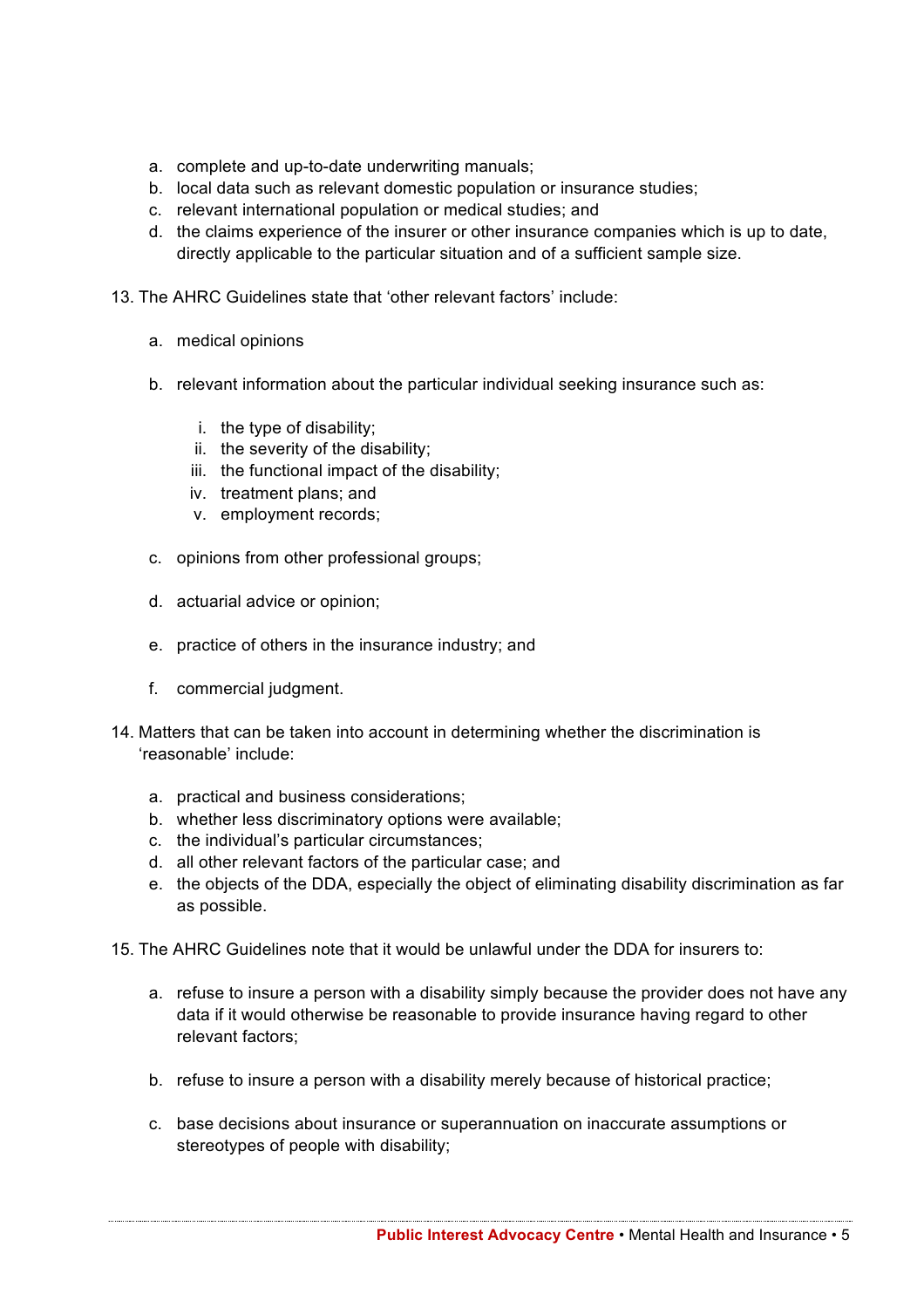a. complete and up-to-date underwriting manuals;
b. local data such as relevant domestic population or insurance studies;
c. relevant international population or medical studies; and
d. the claims experience of the insurer or other insurance companies which is up to date, directly applicable to the particular situation and of a sufficient sample size.

13. The AHRC Guidelines state that ‘other relevant factors’ include:

    a. medical opinions

    b. relevant information about the particular individual seeking insurance such as:

        i. the type of disability;
        ii. the severity of the disability;
        iii. the functional impact of the disability;
        iv. treatment plans; and
        v. employment records;

    c. opinions from other professional groups;

    d. actuarial advice or opinion;

    e. practice of others in the insurance industry; and

    f. commercial judgment.

14. Matters that can be taken into account in determining whether the discrimination is ‘reasonable’ include:

    a. practical and business considerations;
    b. whether less discriminatory options were available;
    c. the individual’s particular circumstances;
    d. all other relevant factors of the particular case; and
    e. the objects of the DDA, especially the object of eliminating disability discrimination as far as possible.

15. The AHRC Guidelines note that it would be unlawful under the DDA for insurers to:

    a. refuse to insure a person with a disability simply because the provider does not have any data if it would otherwise be reasonable to provide insurance having regard to other relevant factors;

    b. refuse to insure a person with a disability merely because of historical practice;

    c. base decisions about insurance or superannuation on inaccurate assumptions or stereotypes of people with disability;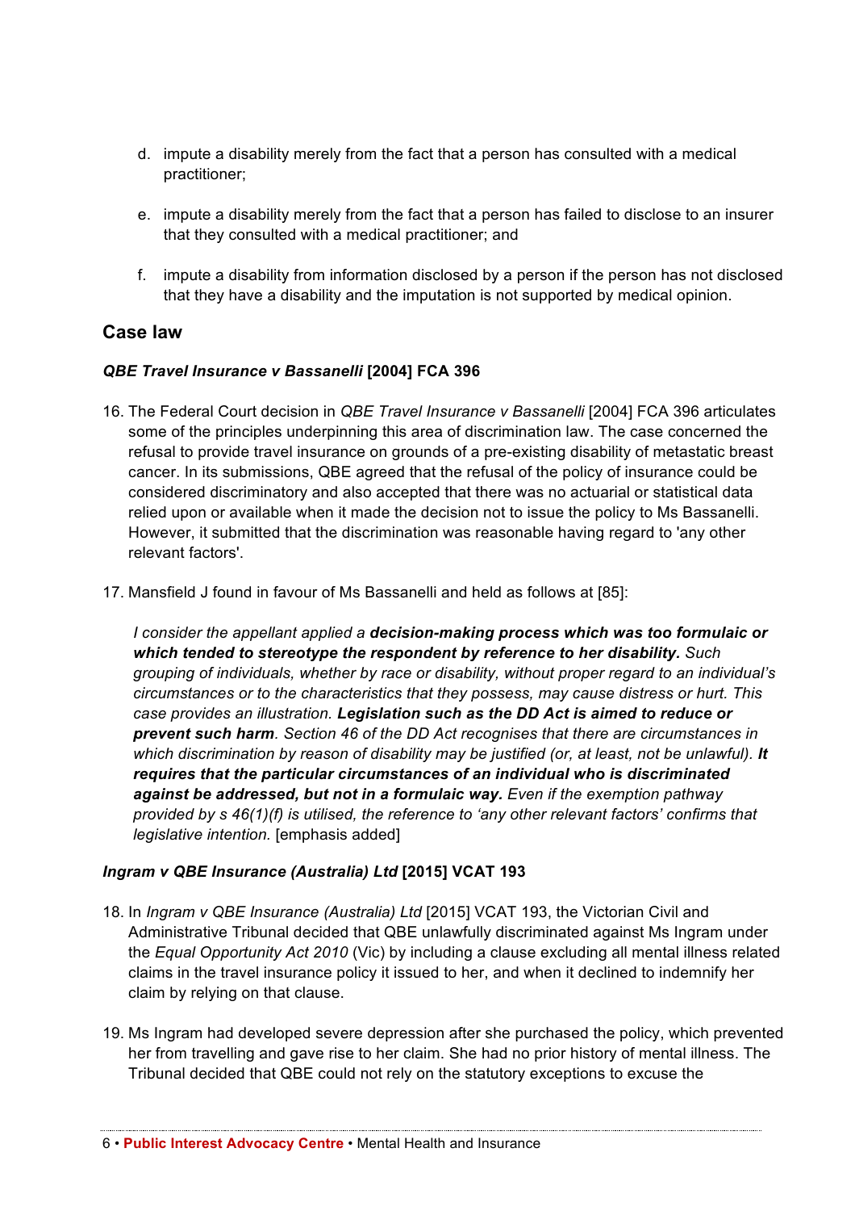d. impute a disability merely from the fact that a person has consulted with a medical practitioner;

e. impute a disability merely from the fact that a person has failed to disclose to an insurer that they consulted with a medical practitioner; and

f. impute a disability from information disclosed by a person if the person has not disclosed that they have a disability and the imputation is not supported by medical opinion.

## Case law

### *QBE Travel Insurance v Bassanelli* [2004] FCA 396

16. The Federal Court decision in *QBE Travel Insurance v Bassanelli* [2004] FCA 396 articulates some of the principles underpinning this area of discrimination law. The case concerned the refusal to provide travel insurance on grounds of a pre-existing disability of metastatic breast cancer. In its submissions, QBE agreed that the refusal of the policy of insurance could be considered discriminatory and also accepted that there was no actuarial or statistical data relied upon or available when it made the decision not to issue the policy to Ms Bassanelli. However, it submitted that the discrimination was reasonable having regard to 'any other relevant factors'.

17. Mansfield J found in favour of Ms Bassanelli and held as follows at [85]:

> *I consider the appellant applied a* ***decision-making process which was too formulaic or which tended to stereotype the respondent by reference to her disability.*** *Such grouping of individuals, whether by race or disability, without proper regard to an individual's circumstances or to the characteristics that they possess, may cause distress or hurt. This case provides an illustration.* ***Legislation such as the DD Act is aimed to reduce or prevent such harm****. Section 46 of the DD Act recognises that there are circumstances in which discrimination by reason of disability may be justified (or, at least, not be unlawful).* ***It requires that the particular circumstances of an individual who is discriminated against be addressed, but not in a formulaic way.*** *Even if the exemption pathway provided by s 46(1)(f) is utilised, the reference to 'any other relevant factors' confirms that legislative intention.* [emphasis added]

### *Ingram v QBE Insurance (Australia) Ltd* [2015] VCAT 193

18. In *Ingram v QBE Insurance (Australia) Ltd* [2015] VCAT 193, the Victorian Civil and Administrative Tribunal decided that QBE unlawfully discriminated against Ms Ingram under the *Equal Opportunity Act 2010* (Vic) by including a clause excluding all mental illness related claims in the travel insurance policy it issued to her, and when it declined to indemnify her claim by relying on that clause.

19. Ms Ingram had developed severe depression after she purchased the policy, which prevented her from travelling and gave rise to her claim. She had no prior history of mental illness. The Tribunal decided that QBE could not rely on the statutory exceptions to excuse the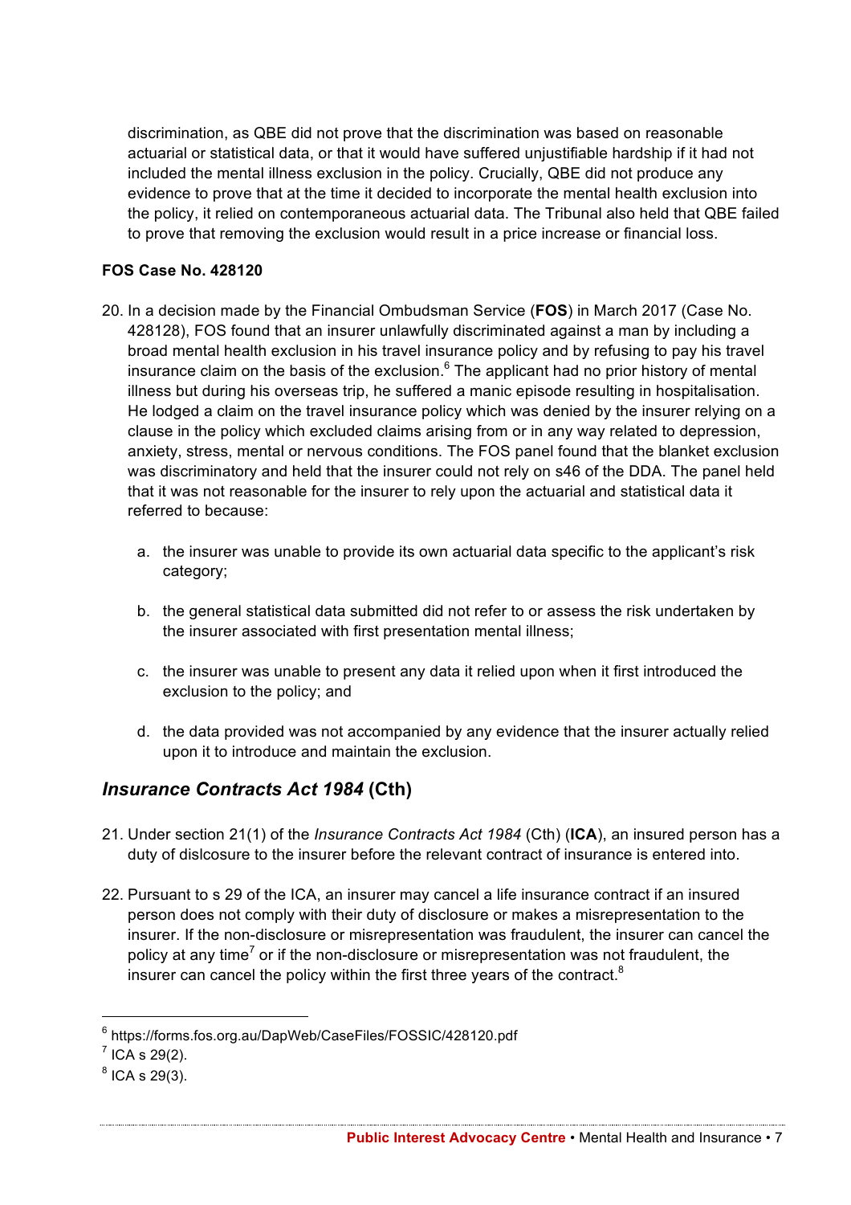discrimination, as QBE did not prove that the discrimination was based on reasonable actuarial or statistical data, or that it would have suffered unjustifiable hardship if it had not included the mental illness exclusion in the policy. Crucially, QBE did not produce any evidence to prove that at the time it decided to incorporate the mental health exclusion into the policy, it relied on contemporaneous actuarial data. The Tribunal also held that QBE failed to prove that removing the exclusion would result in a price increase or financial loss.

**FOS Case No. 428120**

20. In a decision made by the Financial Ombudsman Service (**FOS**) in March 2017 (Case No. 428128), FOS found that an insurer unlawfully discriminated against a man by including a broad mental health exclusion in his travel insurance policy and by refusing to pay his travel insurance claim on the basis of the exclusion.[6] The applicant had no prior history of mental illness but during his overseas trip, he suffered a manic episode resulting in hospitalisation. He lodged a claim on the travel insurance policy which was denied by the insurer relying on a clause in the policy which excluded claims arising from or in any way related to depression, anxiety, stress, mental or nervous conditions. The FOS panel found that the blanket exclusion was discriminatory and held that the insurer could not rely on s46 of the DDA. The panel held that it was not reasonable for the insurer to rely upon the actuarial and statistical data it referred to because:

    a. the insurer was unable to provide its own actuarial data specific to the applicant's risk category;

    b. the general statistical data submitted did not refer to or assess the risk undertaken by the insurer associated with first presentation mental illness;

    c. the insurer was unable to present any data it relied upon when it first introduced the exclusion to the policy; and

    d. the data provided was not accompanied by any evidence that the insurer actually relied upon it to introduce and maintain the exclusion.

## *Insurance Contracts Act 1984* (Cth)

21. Under section 21(1) of the *Insurance Contracts Act 1984* (Cth) (**ICA**), an insured person has a duty of dislcosure to the insurer before the relevant contract of insurance is entered into.

22. Pursuant to s 29 of the ICA, an insurer may cancel a life insurance contract if an insured person does not comply with their duty of disclosure or makes a misrepresentation to the insurer. If the non-disclosure or misrepresentation was fraudulent, the insurer can cancel the policy at any time[7] or if the non-disclosure or misrepresentation was not fraudulent, the insurer can cancel the policy within the first three years of the contract.[8]

---

[6] https://forms.fos.org.au/DapWeb/CaseFiles/FOSSIC/428120.pdf

[7] ICA s 29(2).

[8] ICA s 29(3).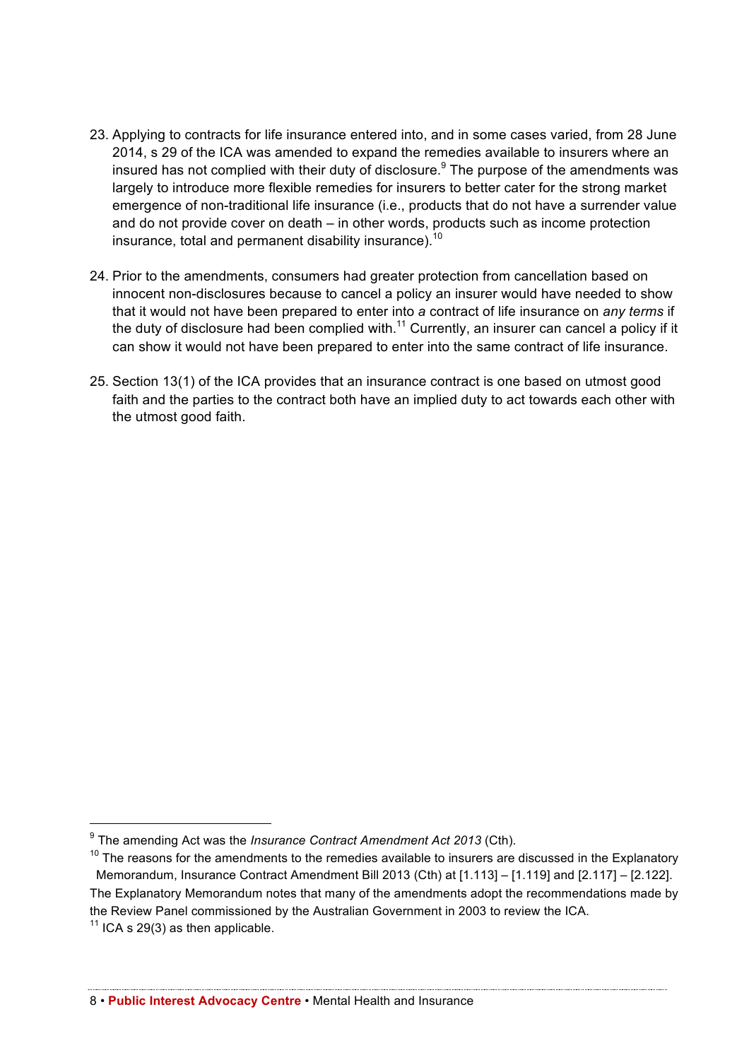23. Applying to contracts for life insurance entered into, and in some cases varied, from 28 June 2014, s 29 of the ICA was amended to expand the remedies available to insurers where an insured has not complied with their duty of disclosure.[9] The purpose of the amendments was largely to introduce more flexible remedies for insurers to better cater for the strong market emergence of non-traditional life insurance (i.e., products that do not have a surrender value and do not provide cover on death – in other words, products such as income protection insurance, total and permanent disability insurance).[10]

24. Prior to the amendments, consumers had greater protection from cancellation based on innocent non-disclosures because to cancel a policy an insurer would have needed to show that it would not have been prepared to enter into *a* contract of life insurance on *any terms* if the duty of disclosure had been complied with.[11] Currently, an insurer can cancel a policy if it can show it would not have been prepared to enter into the same contract of life insurance.

25. Section 13(1) of the ICA provides that an insurance contract is one based on utmost good faith and the parties to the contract both have an implied duty to act towards each other with the utmost good faith.

---

[9] The amending Act was the *Insurance Contract Amendment Act 2013* (Cth).

[10] The reasons for the amendments to the remedies available to insurers are discussed in the Explanatory Memorandum, Insurance Contract Amendment Bill 2013 (Cth) at [1.113] – [1.119] and [2.117] – [2.122]. The Explanatory Memorandum notes that many of the amendments adopt the recommendations made by the Review Panel commissioned by the Australian Government in 2003 to review the ICA.

[11] ICA s 29(3) as then applicable.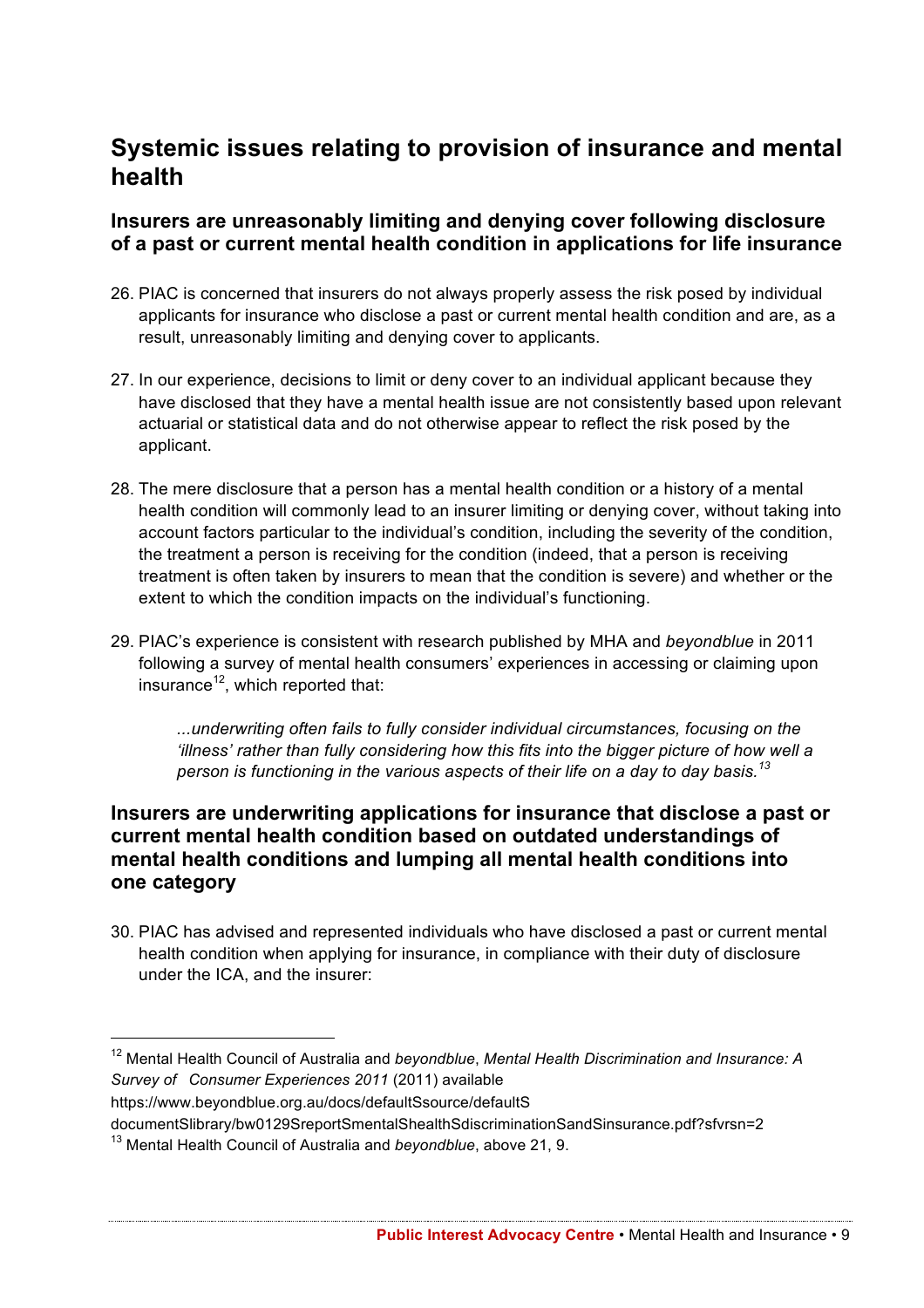## Systemic issues relating to provision of insurance and mental health

### Insurers are unreasonably limiting and denying cover following disclosure of a past or current mental health condition in applications for life insurance

26. PIAC is concerned that insurers do not always properly assess the risk posed by individual applicants for insurance who disclose a past or current mental health condition and are, as a result, unreasonably limiting and denying cover to applicants.

27. In our experience, decisions to limit or deny cover to an individual applicant because they have disclosed that they have a mental health issue are not consistently based upon relevant actuarial or statistical data and do not otherwise appear to reflect the risk posed by the applicant.

28. The mere disclosure that a person has a mental health condition or a history of a mental health condition will commonly lead to an insurer limiting or denying cover, without taking into account factors particular to the individual's condition, including the severity of the condition, the treatment a person is receiving for the condition (indeed, that a person is receiving treatment is often taken by insurers to mean that the condition is severe) and whether or the extent to which the condition impacts on the individual's functioning.

29. PIAC's experience is consistent with research published by MHA and *beyondblue* in 2011 following a survey of mental health consumers' experiences in accessing or claiming upon insurance[12], which reported that:

> *...underwriting often fails to fully consider individual circumstances, focusing on the 'illness' rather than fully considering how this fits into the bigger picture of how well a person is functioning in the various aspects of their life on a day to day basis.*[13]

### Insurers are underwriting applications for insurance that disclose a past or current mental health condition based on outdated understandings of mental health conditions and lumping all mental health conditions into one category

30. PIAC has advised and represented individuals who have disclosed a past or current mental health condition when applying for insurance, in compliance with their duty of disclosure under the ICA, and the insurer:

---

[12] Mental Health Council of Australia and *beyondblue*, *Mental Health Discrimination and Insurance: A Survey of Consumer Experiences 2011* (2011) available https://www.beyondblue.org.au/docs/defaultSsource/defaultS documentSlibrary/bw0129SreportSmentalShealthSdiscriminationSandSinsurance.pdf?sfvrsn=2

[13] Mental Health Council of Australia and *beyondblue*, above 21, 9.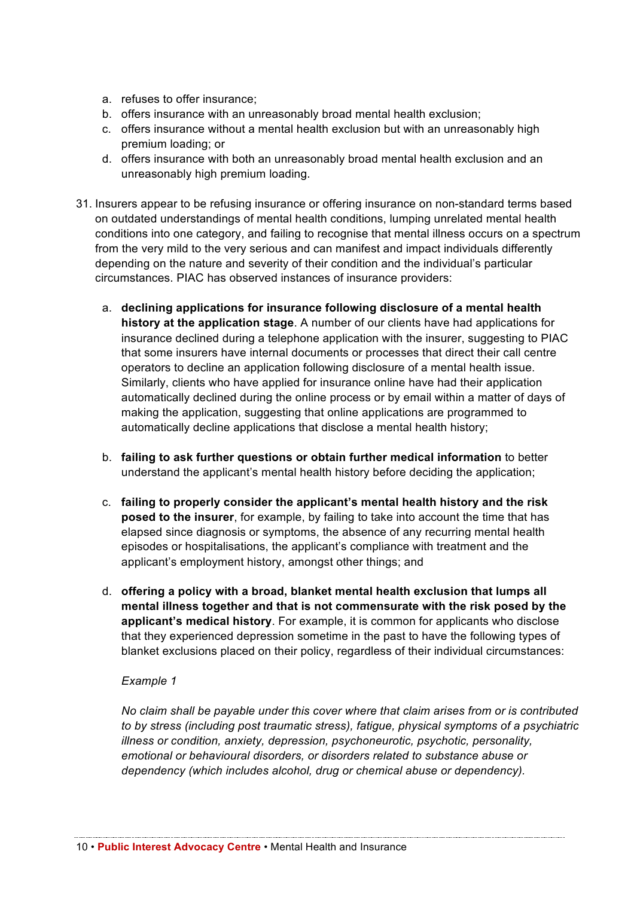a. refuses to offer insurance;
b. offers insurance with an unreasonably broad mental health exclusion;
c. offers insurance without a mental health exclusion but with an unreasonably high premium loading; or
d. offers insurance with both an unreasonably broad mental health exclusion and an unreasonably high premium loading.

31. Insurers appear to be refusing insurance or offering insurance on non-standard terms based on outdated understandings of mental health conditions, lumping unrelated mental health conditions into one category, and failing to recognise that mental illness occurs on a spectrum from the very mild to the very serious and can manifest and impact individuals differently depending on the nature and severity of their condition and the individual's particular circumstances. PIAC has observed instances of insurance providers:

    a. **declining applications for insurance following disclosure of a mental health history at the application stage**. A number of our clients have had applications for insurance declined during a telephone application with the insurer, suggesting to PIAC that some insurers have internal documents or processes that direct their call centre operators to decline an application following disclosure of a mental health issue. Similarly, clients who have applied for insurance online have had their application automatically declined during the online process or by email within a matter of days of making the application, suggesting that online applications are programmed to automatically decline applications that disclose a mental health history;

    b. **failing to ask further questions or obtain further medical information** to better understand the applicant's mental health history before deciding the application;

    c. **failing to properly consider the applicant's mental health history and the risk posed to the insurer**, for example, by failing to take into account the time that has elapsed since diagnosis or symptoms, the absence of any recurring mental health episodes or hospitalisations, the applicant's compliance with treatment and the applicant's employment history, amongst other things; and

    d. **offering a policy with a broad, blanket mental health exclusion that lumps all mental illness together and that is not commensurate with the risk posed by the applicant's medical history**. For example, it is common for applicants who disclose that they experienced depression sometime in the past to have the following types of blanket exclusions placed on their policy, regardless of their individual circumstances:

        *Example 1*

        *No claim shall be payable under this cover where that claim arises from or is contributed to by stress (including post traumatic stress), fatigue, physical symptoms of a psychiatric illness or condition, anxiety, depression, psychoneurotic, psychotic, personality, emotional or behavioural disorders, or disorders related to substance abuse or dependency (which includes alcohol, drug or chemical abuse or dependency).*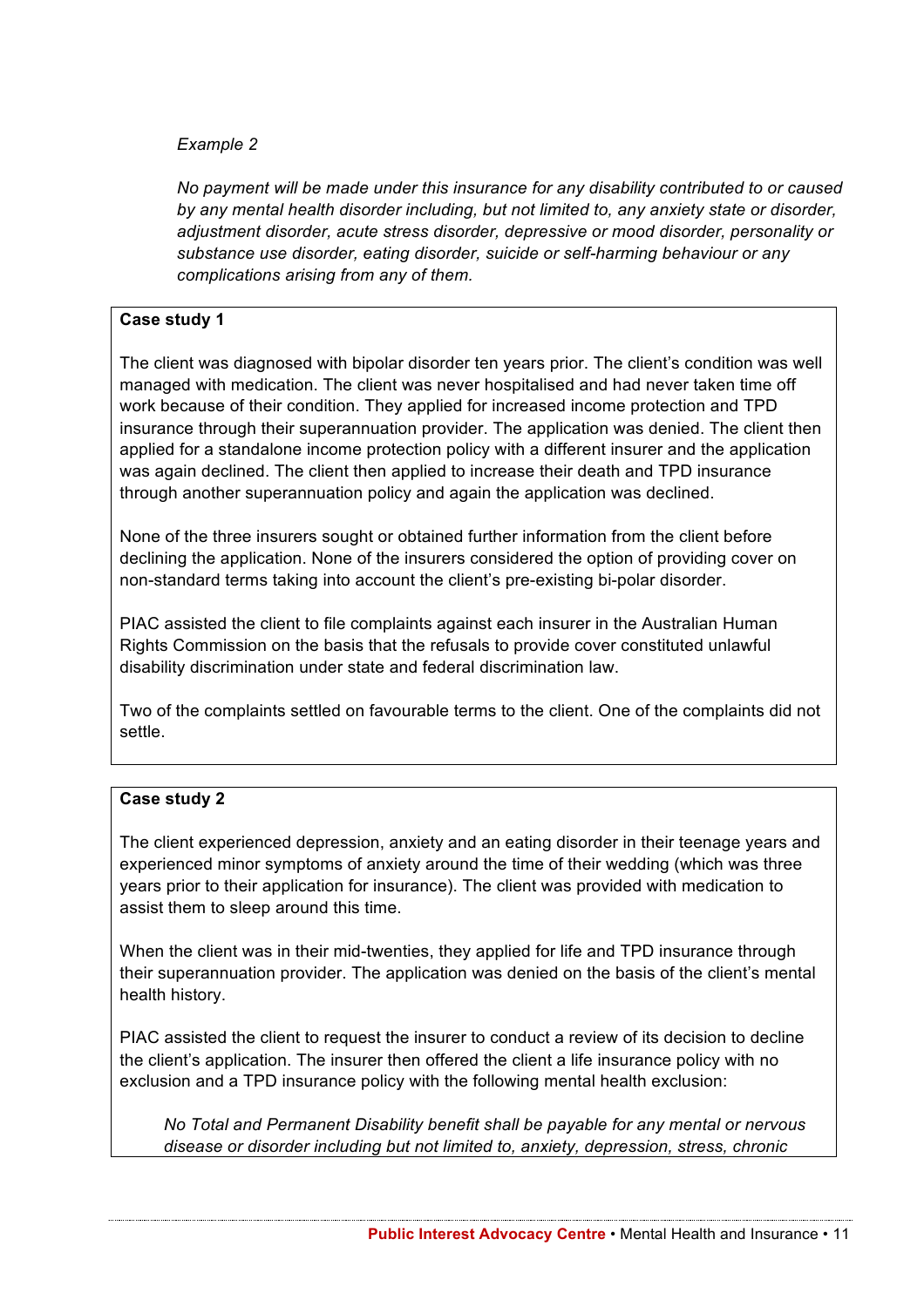*Example 2*

*No payment will be made under this insurance for any disability contributed to or caused by any mental health disorder including, but not limited to, any anxiety state or disorder, adjustment disorder, acute stress disorder, depressive or mood disorder, personality or substance use disorder, eating disorder, suicide or self-harming behaviour or any complications arising from any of them.*

**Case study 1**

The client was diagnosed with bipolar disorder ten years prior. The client's condition was well managed with medication. The client was never hospitalised and had never taken time off work because of their condition. They applied for increased income protection and TPD insurance through their superannuation provider. The application was denied. The client then applied for a standalone income protection policy with a different insurer and the application was again declined. The client then applied to increase their death and TPD insurance through another superannuation policy and again the application was declined.

None of the three insurers sought or obtained further information from the client before declining the application. None of the insurers considered the option of providing cover on non-standard terms taking into account the client's pre-existing bi-polar disorder.

PIAC assisted the client to file complaints against each insurer in the Australian Human Rights Commission on the basis that the refusals to provide cover constituted unlawful disability discrimination under state and federal discrimination law.

Two of the complaints settled on favourable terms to the client. One of the complaints did not settle.

**Case study 2**

The client experienced depression, anxiety and an eating disorder in their teenage years and experienced minor symptoms of anxiety around the time of their wedding (which was three years prior to their application for insurance). The client was provided with medication to assist them to sleep around this time.

When the client was in their mid-twenties, they applied for life and TPD insurance through their superannuation provider. The application was denied on the basis of the client's mental health history.

PIAC assisted the client to request the insurer to conduct a review of its decision to decline the client's application. The insurer then offered the client a life insurance policy with no exclusion and a TPD insurance policy with the following mental health exclusion:

> *No Total and Permanent Disability benefit shall be payable for any mental or nervous disease or disorder including but not limited to, anxiety, depression, stress, chronic*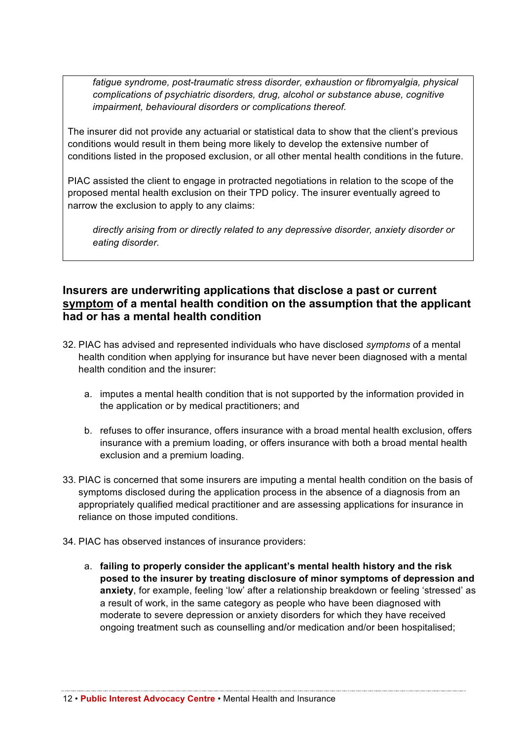*fatigue syndrome, post-traumatic stress disorder, exhaustion or fibromyalgia, physical complications of psychiatric disorders, drug, alcohol or substance abuse, cognitive impairment, behavioural disorders or complications thereof.*

The insurer did not provide any actuarial or statistical data to show that the client's previous conditions would result in them being more likely to develop the extensive number of conditions listed in the proposed exclusion, or all other mental health conditions in the future.

PIAC assisted the client to engage in protracted negotiations in relation to the scope of the proposed mental health exclusion on their TPD policy. The insurer eventually agreed to narrow the exclusion to apply to any claims:

*directly arising from or directly related to any depressive disorder, anxiety disorder or eating disorder.*

### Insurers are underwriting applications that disclose a past or current symptom of a mental health condition on the assumption that the applicant had or has a mental health condition

32. PIAC has advised and represented individuals who have disclosed *symptoms* of a mental health condition when applying for insurance but have never been diagnosed with a mental health condition and the insurer:

    a. imputes a mental health condition that is not supported by the information provided in the application or by medical practitioners; and

    b. refuses to offer insurance, offers insurance with a broad mental health exclusion, offers insurance with a premium loading, or offers insurance with both a broad mental health exclusion and a premium loading.

33. PIAC is concerned that some insurers are imputing a mental health condition on the basis of symptoms disclosed during the application process in the absence of a diagnosis from an appropriately qualified medical practitioner and are assessing applications for insurance in reliance on those imputed conditions.

34. PIAC has observed instances of insurance providers:

    a. **failing to properly consider the applicant's mental health history and the risk posed to the insurer by treating disclosure of minor symptoms of depression and anxiety**, for example, feeling 'low' after a relationship breakdown or feeling 'stressed' as a result of work, in the same category as people who have been diagnosed with moderate to severe depression or anxiety disorders for which they have received ongoing treatment such as counselling and/or medication and/or been hospitalised;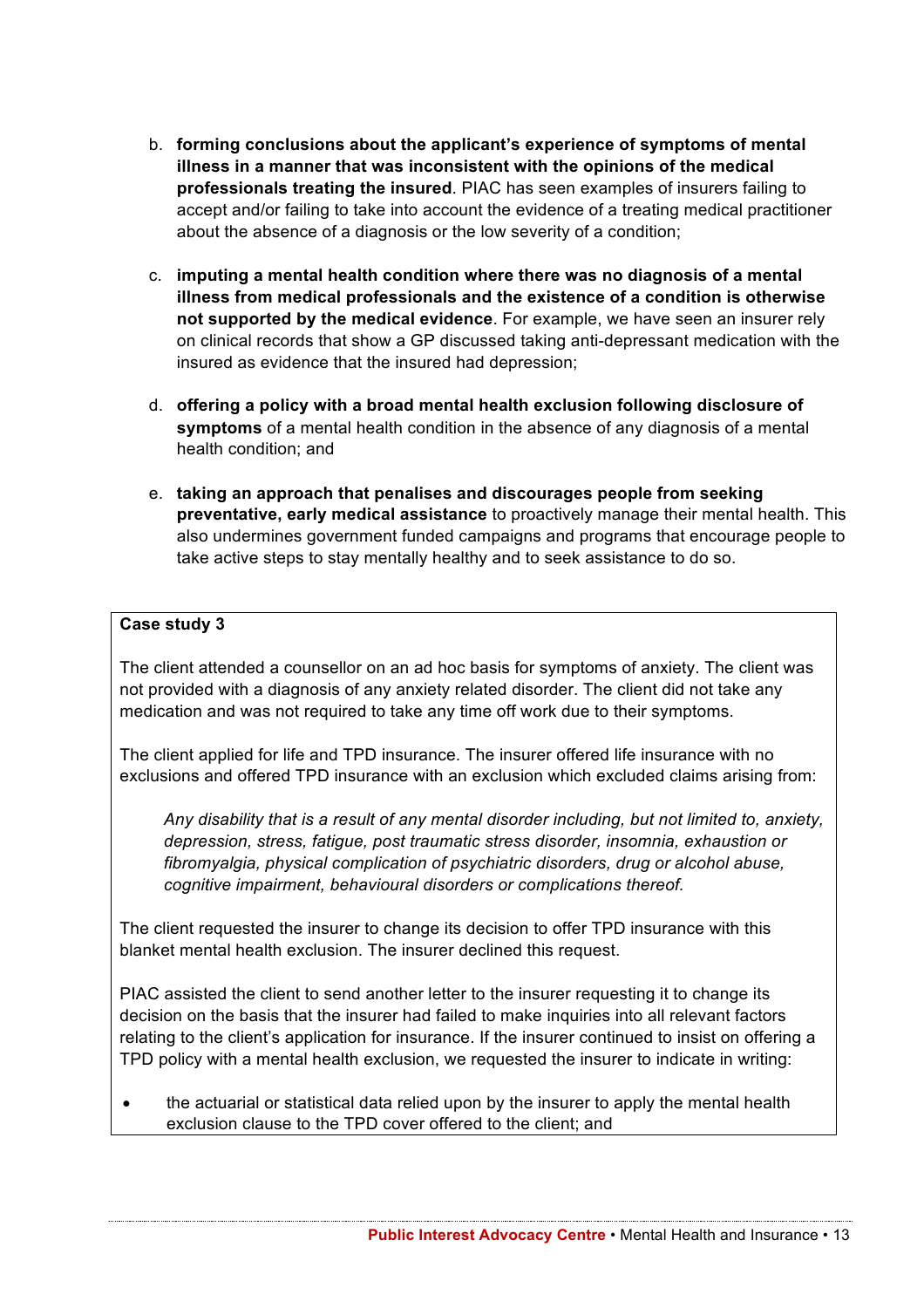b. **forming conclusions about the applicant's experience of symptoms of mental illness in a manner that was inconsistent with the opinions of the medical professionals treating the insured**. PIAC has seen examples of insurers failing to accept and/or failing to take into account the evidence of a treating medical practitioner about the absence of a diagnosis or the low severity of a condition;

c. **imputing a mental health condition where there was no diagnosis of a mental illness from medical professionals and the existence of a condition is otherwise not supported by the medical evidence**. For example, we have seen an insurer rely on clinical records that show a GP discussed taking anti-depressant medication with the insured as evidence that the insured had depression;

d. **offering a policy with a broad mental health exclusion following disclosure of symptoms** of a mental health condition in the absence of any diagnosis of a mental health condition; and

e. **taking an approach that penalises and discourages people from seeking preventative, early medical assistance** to proactively manage their mental health. This also undermines government funded campaigns and programs that encourage people to take active steps to stay mentally healthy and to seek assistance to do so.

**Case study 3**

The client attended a counsellor on an ad hoc basis for symptoms of anxiety. The client was not provided with a diagnosis of any anxiety related disorder. The client did not take any medication and was not required to take any time off work due to their symptoms.

The client applied for life and TPD insurance. The insurer offered life insurance with no exclusions and offered TPD insurance with an exclusion which excluded claims arising from:

> *Any disability that is a result of any mental disorder including, but not limited to, anxiety, depression, stress, fatigue, post traumatic stress disorder, insomnia, exhaustion or fibromyalgia, physical complication of psychiatric disorders, drug or alcohol abuse, cognitive impairment, behavioural disorders or complications thereof.*

The client requested the insurer to change its decision to offer TPD insurance with this blanket mental health exclusion. The insurer declined this request.

PIAC assisted the client to send another letter to the insurer requesting it to change its decision on the basis that the insurer had failed to make inquiries into all relevant factors relating to the client's application for insurance. If the insurer continued to insist on offering a TPD policy with a mental health exclusion, we requested the insurer to indicate in writing:

- the actuarial or statistical data relied upon by the insurer to apply the mental health exclusion clause to the TPD cover offered to the client; and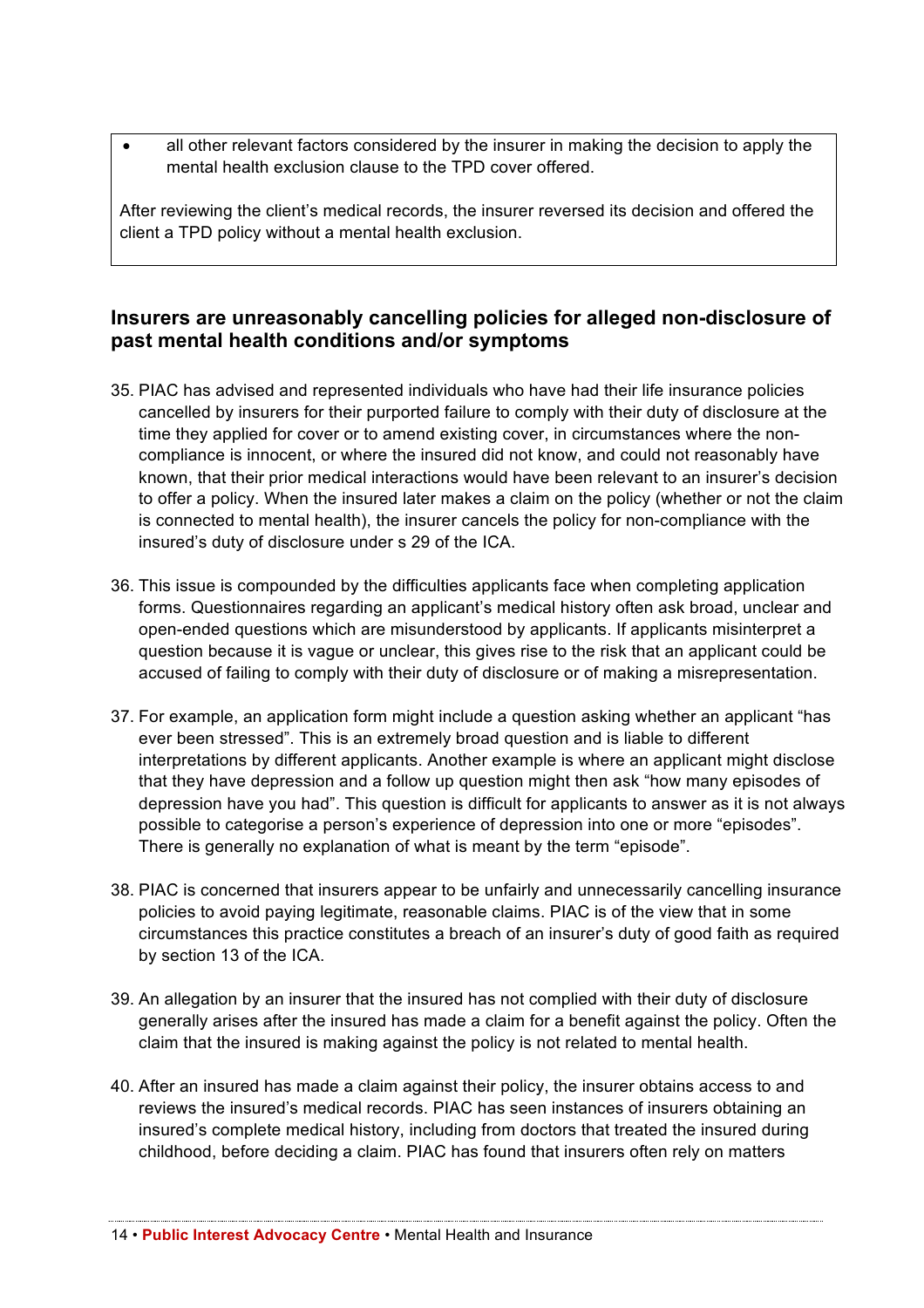- all other relevant factors considered by the insurer in making the decision to apply the mental health exclusion clause to the TPD cover offered.

After reviewing the client's medical records, the insurer reversed its decision and offered the client a TPD policy without a mental health exclusion.

### Insurers are unreasonably cancelling policies for alleged non-disclosure of past mental health conditions and/or symptoms

35. PIAC has advised and represented individuals who have had their life insurance policies cancelled by insurers for their purported failure to comply with their duty of disclosure at the time they applied for cover or to amend existing cover, in circumstances where the non-compliance is innocent, or where the insured did not know, and could not reasonably have known, that their prior medical interactions would have been relevant to an insurer's decision to offer a policy. When the insured later makes a claim on the policy (whether or not the claim is connected to mental health), the insurer cancels the policy for non-compliance with the insured's duty of disclosure under s 29 of the ICA.

36. This issue is compounded by the difficulties applicants face when completing application forms. Questionnaires regarding an applicant's medical history often ask broad, unclear and open-ended questions which are misunderstood by applicants. If applicants misinterpret a question because it is vague or unclear, this gives rise to the risk that an applicant could be accused of failing to comply with their duty of disclosure or of making a misrepresentation.

37. For example, an application form might include a question asking whether an applicant "has ever been stressed". This is an extremely broad question and is liable to different interpretations by different applicants. Another example is where an applicant might disclose that they have depression and a follow up question might then ask "how many episodes of depression have you had". This question is difficult for applicants to answer as it is not always possible to categorise a person's experience of depression into one or more "episodes". There is generally no explanation of what is meant by the term "episode".

38. PIAC is concerned that insurers appear to be unfairly and unnecessarily cancelling insurance policies to avoid paying legitimate, reasonable claims. PIAC is of the view that in some circumstances this practice constitutes a breach of an insurer's duty of good faith as required by section 13 of the ICA.

39. An allegation by an insurer that the insured has not complied with their duty of disclosure generally arises after the insured has made a claim for a benefit against the policy. Often the claim that the insured is making against the policy is not related to mental health.

40. After an insured has made a claim against their policy, the insurer obtains access to and reviews the insured's medical records. PIAC has seen instances of insurers obtaining an insured's complete medical history, including from doctors that treated the insured during childhood, before deciding a claim. PIAC has found that insurers often rely on matters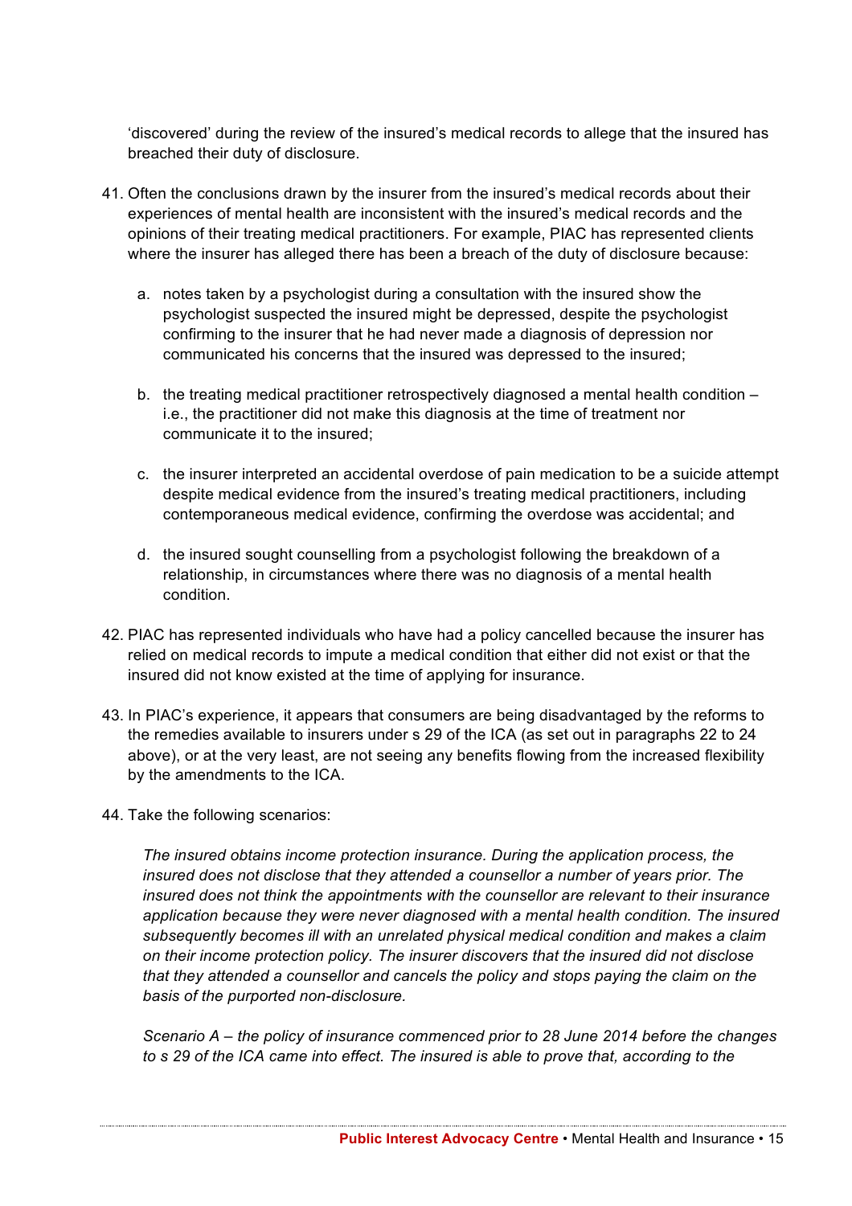'discovered' during the review of the insured's medical records to allege that the insured has breached their duty of disclosure.

41. Often the conclusions drawn by the insurer from the insured's medical records about their experiences of mental health are inconsistent with the insured's medical records and the opinions of their treating medical practitioners. For example, PIAC has represented clients where the insurer has alleged there has been a breach of the duty of disclosure because:

    a. notes taken by a psychologist during a consultation with the insured show the psychologist suspected the insured might be depressed, despite the psychologist confirming to the insurer that he had never made a diagnosis of depression nor communicated his concerns that the insured was depressed to the insured;

    b. the treating medical practitioner retrospectively diagnosed a mental health condition – i.e., the practitioner did not make this diagnosis at the time of treatment nor communicate it to the insured;

    c. the insurer interpreted an accidental overdose of pain medication to be a suicide attempt despite medical evidence from the insured's treating medical practitioners, including contemporaneous medical evidence, confirming the overdose was accidental; and

    d. the insured sought counselling from a psychologist following the breakdown of a relationship, in circumstances where there was no diagnosis of a mental health condition.

42. PIAC has represented individuals who have had a policy cancelled because the insurer has relied on medical records to impute a medical condition that either did not exist or that the insured did not know existed at the time of applying for insurance.

43. In PIAC's experience, it appears that consumers are being disadvantaged by the reforms to the remedies available to insurers under s 29 of the ICA (as set out in paragraphs 22 to 24 above), or at the very least, are not seeing any benefits flowing from the increased flexibility by the amendments to the ICA.

44. Take the following scenarios:

    *The insured obtains income protection insurance. During the application process, the insured does not disclose that they attended a counsellor a number of years prior. The insured does not think the appointments with the counsellor are relevant to their insurance application because they were never diagnosed with a mental health condition. The insured subsequently becomes ill with an unrelated physical medical condition and makes a claim on their income protection policy. The insurer discovers that the insured did not disclose that they attended a counsellor and cancels the policy and stops paying the claim on the basis of the purported non-disclosure.*

    *Scenario A – the policy of insurance commenced prior to 28 June 2014 before the changes to s 29 of the ICA came into effect. The insured is able to prove that, according to the*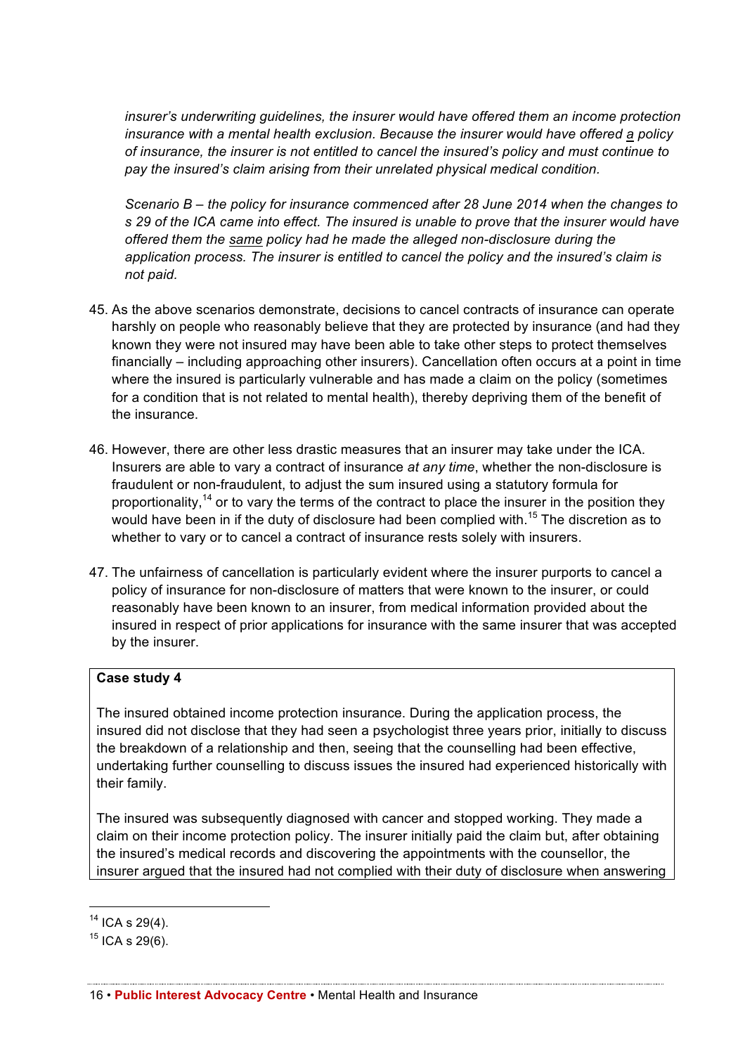*insurer's underwriting guidelines, the insurer would have offered them an income protection insurance with a mental health exclusion. Because the insurer would have offered a policy of insurance, the insurer is not entitled to cancel the insured's policy and must continue to pay the insured's claim arising from their unrelated physical medical condition.*

*Scenario B – the policy for insurance commenced after 28 June 2014 when the changes to s 29 of the ICA came into effect. The insured is unable to prove that the insurer would have offered them the same policy had he made the alleged non-disclosure during the application process. The insurer is entitled to cancel the policy and the insured's claim is not paid.*

45. As the above scenarios demonstrate, decisions to cancel contracts of insurance can operate harshly on people who reasonably believe that they are protected by insurance (and had they known they were not insured may have been able to take other steps to protect themselves financially – including approaching other insurers). Cancellation often occurs at a point in time where the insured is particularly vulnerable and has made a claim on the policy (sometimes for a condition that is not related to mental health), thereby depriving them of the benefit of the insurance.

46. However, there are other less drastic measures that an insurer may take under the ICA. Insurers are able to vary a contract of insurance *at any time*, whether the non-disclosure is fraudulent or non-fraudulent, to adjust the sum insured using a statutory formula for proportionality,[14] or to vary the terms of the contract to place the insurer in the position they would have been in if the duty of disclosure had been complied with.[15] The discretion as to whether to vary or to cancel a contract of insurance rests solely with insurers.

47. The unfairness of cancellation is particularly evident where the insurer purports to cancel a policy of insurance for non-disclosure of matters that were known to the insurer, or could reasonably have been known to an insurer, from medical information provided about the insured in respect of prior applications for insurance with the same insurer that was accepted by the insurer.

**Case study 4**

The insured obtained income protection insurance. During the application process, the insured did not disclose that they had seen a psychologist three years prior, initially to discuss the breakdown of a relationship and then, seeing that the counselling had been effective, undertaking further counselling to discuss issues the insured had experienced historically with their family.

The insured was subsequently diagnosed with cancer and stopped working. They made a claim on their income protection policy. The insurer initially paid the claim but, after obtaining the insured's medical records and discovering the appointments with the counsellor, the insurer argued that the insured had not complied with their duty of disclosure when answering

[14] ICA s 29(4).

[15] ICA s 29(6).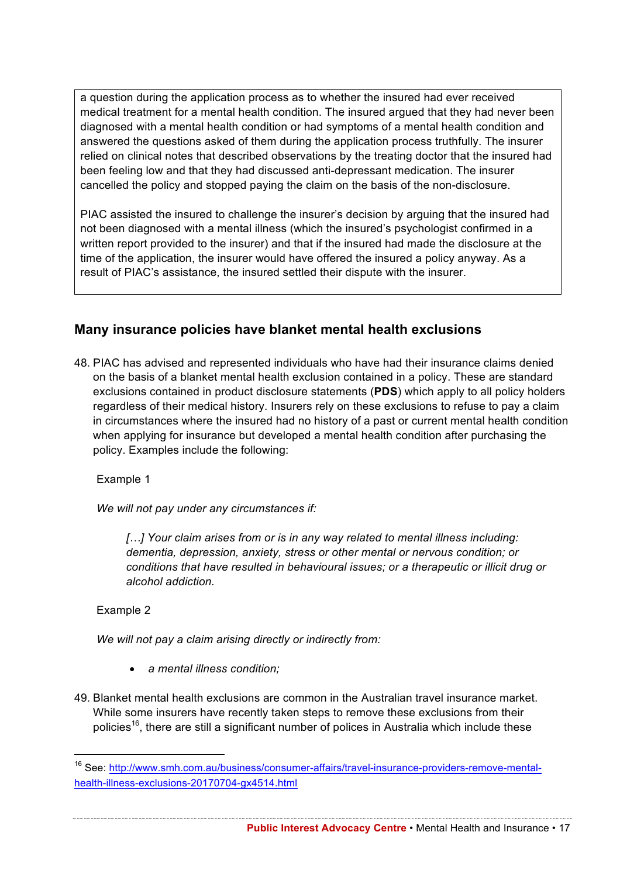a question during the application process as to whether the insured had ever received medical treatment for a mental health condition. The insured argued that they had never been diagnosed with a mental health condition or had symptoms of a mental health condition and answered the questions asked of them during the application process truthfully. The insurer relied on clinical notes that described observations by the treating doctor that the insured had been feeling low and that they had discussed anti-depressant medication. The insurer cancelled the policy and stopped paying the claim on the basis of the non-disclosure.

PIAC assisted the insured to challenge the insurer's decision by arguing that the insured had not been diagnosed with a mental illness (which the insured's psychologist confirmed in a written report provided to the insurer) and that if the insured had made the disclosure at the time of the application, the insurer would have offered the insured a policy anyway. As a result of PIAC's assistance, the insured settled their dispute with the insurer.

## Many insurance policies have blanket mental health exclusions

48. PIAC has advised and represented individuals who have had their insurance claims denied on the basis of a blanket mental health exclusion contained in a policy. These are standard exclusions contained in product disclosure statements (**PDS**) which apply to all policy holders regardless of their medical history. Insurers rely on these exclusions to refuse to pay a claim in circumstances where the insured had no history of a past or current mental health condition when applying for insurance but developed a mental health condition after purchasing the policy. Examples include the following:

    Example 1

    *We will not pay under any circumstances if:*

    > *[…] Your claim arises from or is in any way related to mental illness including: dementia, depression, anxiety, stress or other mental or nervous condition; or conditions that have resulted in behavioural issues; or a therapeutic or illicit drug or alcohol addiction.*

    Example 2

    *We will not pay a claim arising directly or indirectly from:*

    - *a mental illness condition;*

49. Blanket mental health exclusions are common in the Australian travel insurance market. While some insurers have recently taken steps to remove these exclusions from their policies[16], there are still a significant number of polices in Australia which include these

[16] See: http://www.smh.com.au/business/consumer-affairs/travel-insurance-providers-remove-mental-health-illness-exclusions-20170704-gx4514.html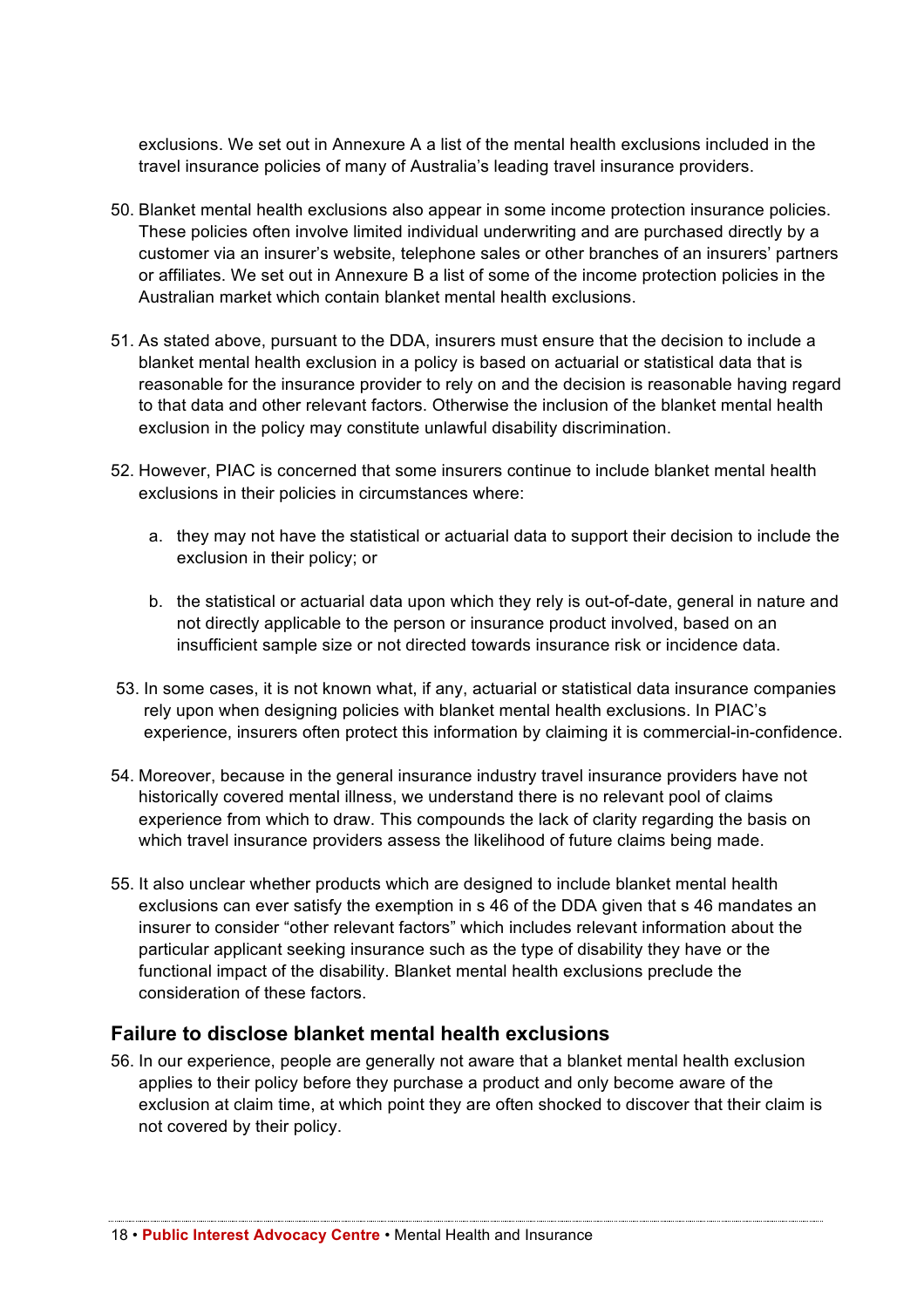exclusions. We set out in Annexure A a list of the mental health exclusions included in the travel insurance policies of many of Australia's leading travel insurance providers.

50. Blanket mental health exclusions also appear in some income protection insurance policies. These policies often involve limited individual underwriting and are purchased directly by a customer via an insurer's website, telephone sales or other branches of an insurers' partners or affiliates. We set out in Annexure B a list of some of the income protection policies in the Australian market which contain blanket mental health exclusions.

51. As stated above, pursuant to the DDA, insurers must ensure that the decision to include a blanket mental health exclusion in a policy is based on actuarial or statistical data that is reasonable for the insurance provider to rely on and the decision is reasonable having regard to that data and other relevant factors. Otherwise the inclusion of the blanket mental health exclusion in the policy may constitute unlawful disability discrimination.

52. However, PIAC is concerned that some insurers continue to include blanket mental health exclusions in their policies in circumstances where:

    a. they may not have the statistical or actuarial data to support their decision to include the exclusion in their policy; or

    b. the statistical or actuarial data upon which they rely is out-of-date, general in nature and not directly applicable to the person or insurance product involved, based on an insufficient sample size or not directed towards insurance risk or incidence data.

53. In some cases, it is not known what, if any, actuarial or statistical data insurance companies rely upon when designing policies with blanket mental health exclusions. In PIAC's experience, insurers often protect this information by claiming it is commercial-in-confidence.

54. Moreover, because in the general insurance industry travel insurance providers have not historically covered mental illness, we understand there is no relevant pool of claims experience from which to draw. This compounds the lack of clarity regarding the basis on which travel insurance providers assess the likelihood of future claims being made.

55. It also unclear whether products which are designed to include blanket mental health exclusions can ever satisfy the exemption in s 46 of the DDA given that s 46 mandates an insurer to consider "other relevant factors" which includes relevant information about the particular applicant seeking insurance such as the type of disability they have or the functional impact of the disability. Blanket mental health exclusions preclude the consideration of these factors.

## Failure to disclose blanket mental health exclusions

56. In our experience, people are generally not aware that a blanket mental health exclusion applies to their policy before they purchase a product and only become aware of the exclusion at claim time, at which point they are often shocked to discover that their claim is not covered by their policy.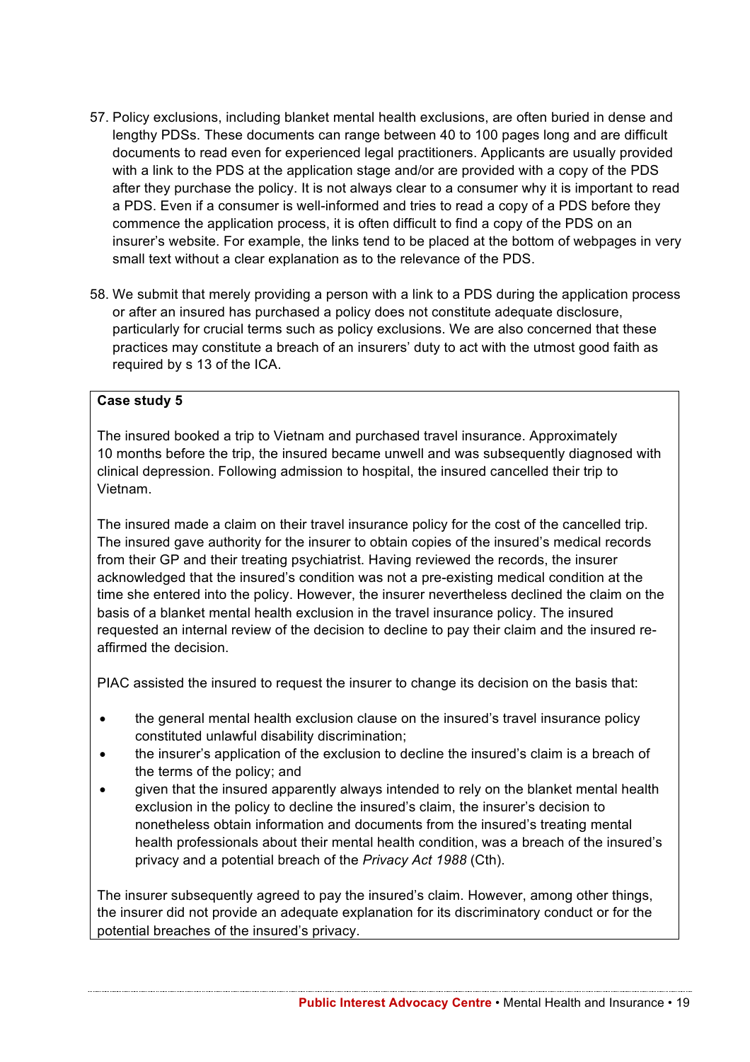57. Policy exclusions, including blanket mental health exclusions, are often buried in dense and lengthy PDSs. These documents can range between 40 to 100 pages long and are difficult documents to read even for experienced legal practitioners. Applicants are usually provided with a link to the PDS at the application stage and/or are provided with a copy of the PDS after they purchase the policy. It is not always clear to a consumer why it is important to read a PDS. Even if a consumer is well-informed and tries to read a copy of a PDS before they commence the application process, it is often difficult to find a copy of the PDS on an insurer's website. For example, the links tend to be placed at the bottom of webpages in very small text without a clear explanation as to the relevance of the PDS.

58. We submit that merely providing a person with a link to a PDS during the application process or after an insured has purchased a policy does not constitute adequate disclosure, particularly for crucial terms such as policy exclusions. We are also concerned that these practices may constitute a breach of an insurers' duty to act with the utmost good faith as required by s 13 of the ICA.

**Case study 5**

The insured booked a trip to Vietnam and purchased travel insurance. Approximately 10 months before the trip, the insured became unwell and was subsequently diagnosed with clinical depression. Following admission to hospital, the insured cancelled their trip to Vietnam.

The insured made a claim on their travel insurance policy for the cost of the cancelled trip. The insured gave authority for the insurer to obtain copies of the insured's medical records from their GP and their treating psychiatrist. Having reviewed the records, the insurer acknowledged that the insured's condition was not a pre-existing medical condition at the time she entered into the policy. However, the insurer nevertheless declined the claim on the basis of a blanket mental health exclusion in the travel insurance policy. The insured requested an internal review of the decision to decline to pay their claim and the insured re-affirmed the decision.

PIAC assisted the insured to request the insurer to change its decision on the basis that:

- the general mental health exclusion clause on the insured's travel insurance policy constituted unlawful disability discrimination;
- the insurer's application of the exclusion to decline the insured's claim is a breach of the terms of the policy; and
- given that the insured apparently always intended to rely on the blanket mental health exclusion in the policy to decline the insured's claim, the insurer's decision to nonetheless obtain information and documents from the insured's treating mental health professionals about their mental health condition, was a breach of the insured's privacy and a potential breach of the *Privacy Act 1988* (Cth).

The insurer subsequently agreed to pay the insured's claim. However, among other things, the insurer did not provide an adequate explanation for its discriminatory conduct or for the potential breaches of the insured's privacy.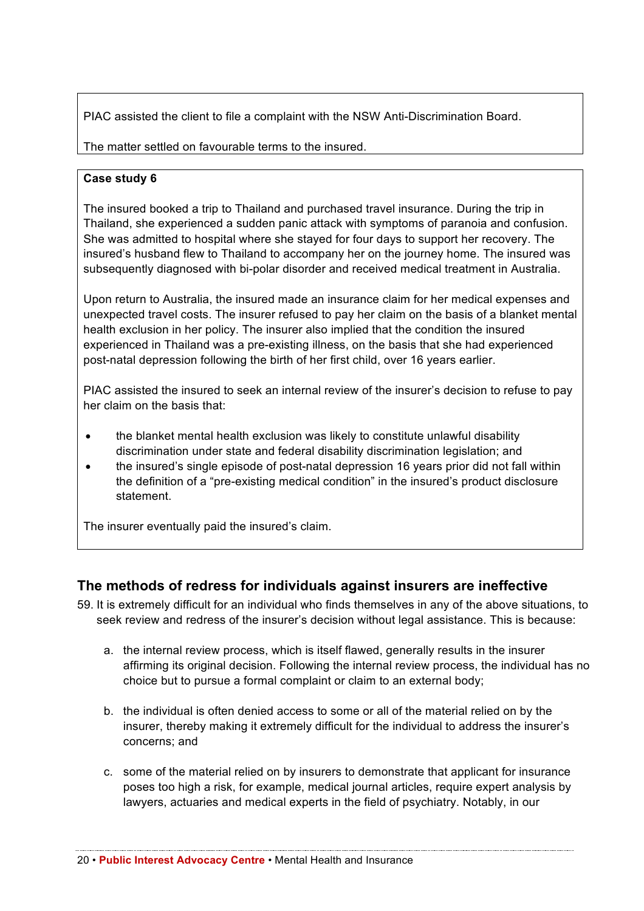PIAC assisted the client to file a complaint with the NSW Anti-Discrimination Board.

The matter settled on favourable terms to the insured.

**Case study 6**

The insured booked a trip to Thailand and purchased travel insurance. During the trip in Thailand, she experienced a sudden panic attack with symptoms of paranoia and confusion. She was admitted to hospital where she stayed for four days to support her recovery. The insured's husband flew to Thailand to accompany her on the journey home. The insured was subsequently diagnosed with bi-polar disorder and received medical treatment in Australia.

Upon return to Australia, the insured made an insurance claim for her medical expenses and unexpected travel costs. The insurer refused to pay her claim on the basis of a blanket mental health exclusion in her policy. The insurer also implied that the condition the insured experienced in Thailand was a pre-existing illness, on the basis that she had experienced post-natal depression following the birth of her first child, over 16 years earlier.

PIAC assisted the insured to seek an internal review of the insurer's decision to refuse to pay her claim on the basis that:

- the blanket mental health exclusion was likely to constitute unlawful disability discrimination under state and federal disability discrimination legislation; and
- the insured's single episode of post-natal depression 16 years prior did not fall within the definition of a "pre-existing medical condition" in the insured's product disclosure statement.

The insurer eventually paid the insured's claim.

## The methods of redress for individuals against insurers are ineffective

59. It is extremely difficult for an individual who finds themselves in any of the above situations, to seek review and redress of the insurer's decision without legal assistance. This is because:

    a. the internal review process, which is itself flawed, generally results in the insurer affirming its original decision. Following the internal review process, the individual has no choice but to pursue a formal complaint or claim to an external body;

    b. the individual is often denied access to some or all of the material relied on by the insurer, thereby making it extremely difficult for the individual to address the insurer's concerns; and

    c. some of the material relied on by insurers to demonstrate that applicant for insurance poses too high a risk, for example, medical journal articles, require expert analysis by lawyers, actuaries and medical experts in the field of psychiatry. Notably, in our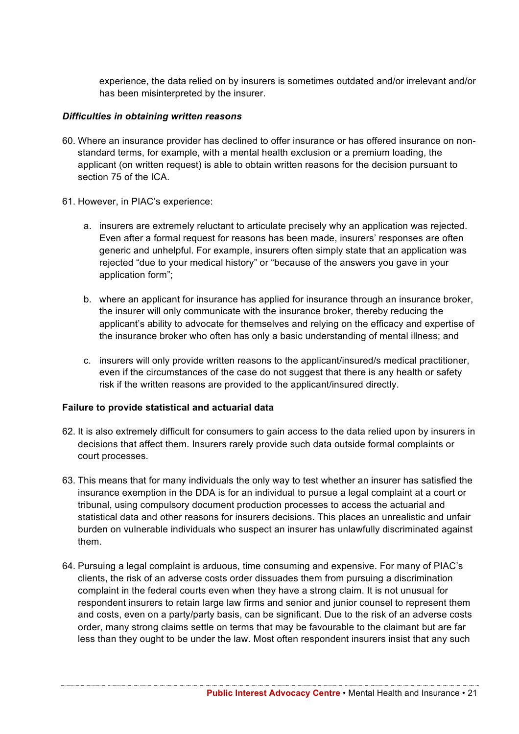experience, the data relied on by insurers is sometimes outdated and/or irrelevant and/or has been misinterpreted by the insurer.

***Difficulties in obtaining written reasons***

60. Where an insurance provider has declined to offer insurance or has offered insurance on non-standard terms, for example, with a mental health exclusion or a premium loading, the applicant (on written request) is able to obtain written reasons for the decision pursuant to section 75 of the ICA.

61. However, in PIAC's experience:

    a. insurers are extremely reluctant to articulate precisely why an application was rejected. Even after a formal request for reasons has been made, insurers' responses are often generic and unhelpful. For example, insurers often simply state that an application was rejected "due to your medical history" or "because of the answers you gave in your application form";

    b. where an applicant for insurance has applied for insurance through an insurance broker, the insurer will only communicate with the insurance broker, thereby reducing the applicant's ability to advocate for themselves and relying on the efficacy and expertise of the insurance broker who often has only a basic understanding of mental illness; and

    c. insurers will only provide written reasons to the applicant/insured/s medical practitioner, even if the circumstances of the case do not suggest that there is any health or safety risk if the written reasons are provided to the applicant/insured directly.

**Failure to provide statistical and actuarial data**

62. It is also extremely difficult for consumers to gain access to the data relied upon by insurers in decisions that affect them. Insurers rarely provide such data outside formal complaints or court processes.

63. This means that for many individuals the only way to test whether an insurer has satisfied the insurance exemption in the DDA is for an individual to pursue a legal complaint at a court or tribunal, using compulsory document production processes to access the actuarial and statistical data and other reasons for insurers decisions. This places an unrealistic and unfair burden on vulnerable individuals who suspect an insurer has unlawfully discriminated against them.

64. Pursuing a legal complaint is arduous, time consuming and expensive. For many of PIAC's clients, the risk of an adverse costs order dissuades them from pursuing a discrimination complaint in the federal courts even when they have a strong claim. It is not unusual for respondent insurers to retain large law firms and senior and junior counsel to represent them and costs, even on a party/party basis, can be significant. Due to the risk of an adverse costs order, many strong claims settle on terms that may be favourable to the claimant but are far less than they ought to be under the law. Most often respondent insurers insist that any such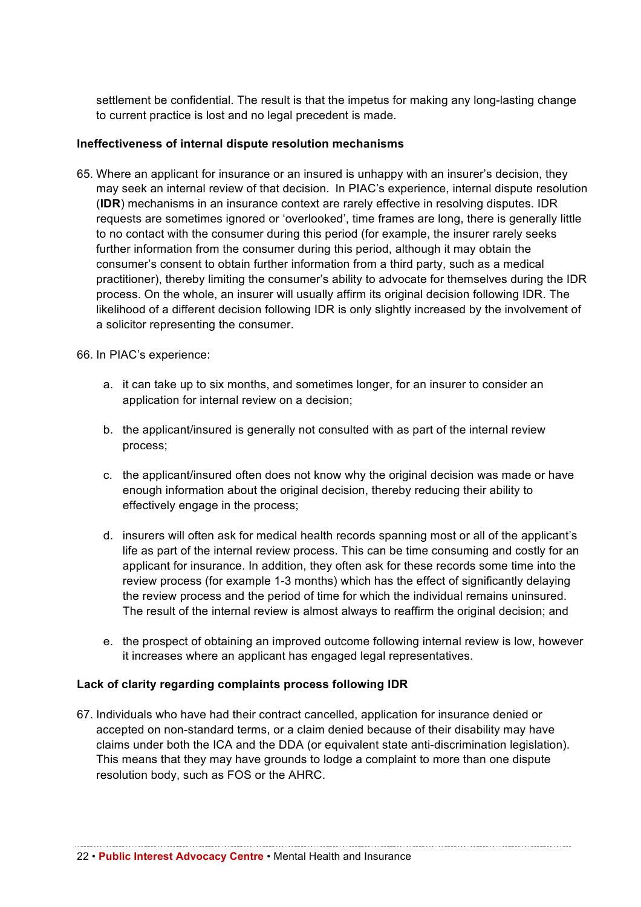settlement be confidential. The result is that the impetus for making any long-lasting change to current practice is lost and no legal precedent is made.

**Ineffectiveness of internal dispute resolution mechanisms**

65. Where an applicant for insurance or an insured is unhappy with an insurer's decision, they may seek an internal review of that decision. In PIAC's experience, internal dispute resolution (**IDR**) mechanisms in an insurance context are rarely effective in resolving disputes. IDR requests are sometimes ignored or 'overlooked', time frames are long, there is generally little to no contact with the consumer during this period (for example, the insurer rarely seeks further information from the consumer during this period, although it may obtain the consumer's consent to obtain further information from a third party, such as a medical practitioner), thereby limiting the consumer's ability to advocate for themselves during the IDR process. On the whole, an insurer will usually affirm its original decision following IDR. The likelihood of a different decision following IDR is only slightly increased by the involvement of a solicitor representing the consumer.

66. In PIAC's experience:

    a. it can take up to six months, and sometimes longer, for an insurer to consider an application for internal review on a decision;

    b. the applicant/insured is generally not consulted with as part of the internal review process;

    c. the applicant/insured often does not know why the original decision was made or have enough information about the original decision, thereby reducing their ability to effectively engage in the process;

    d. insurers will often ask for medical health records spanning most or all of the applicant's life as part of the internal review process. This can be time consuming and costly for an applicant for insurance. In addition, they often ask for these records some time into the review process (for example 1-3 months) which has the effect of significantly delaying the review process and the period of time for which the individual remains uninsured. The result of the internal review is almost always to reaffirm the original decision; and

    e. the prospect of obtaining an improved outcome following internal review is low, however it increases where an applicant has engaged legal representatives.

**Lack of clarity regarding complaints process following IDR**

67. Individuals who have had their contract cancelled, application for insurance denied or accepted on non-standard terms, or a claim denied because of their disability may have claims under both the ICA and the DDA (or equivalent state anti-discrimination legislation). This means that they may have grounds to lodge a complaint to more than one dispute resolution body, such as FOS or the AHRC.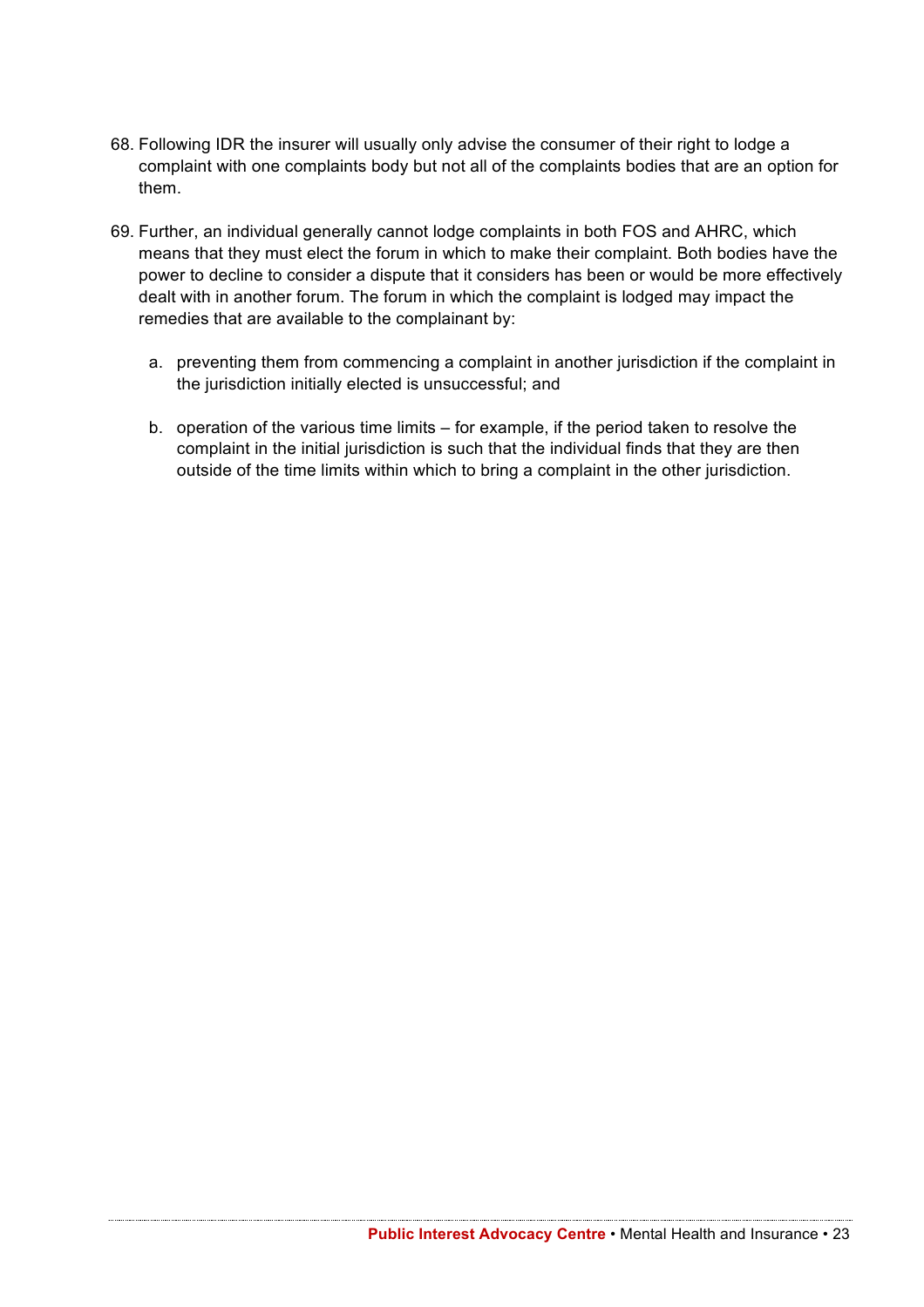68. Following IDR the insurer will usually only advise the consumer of their right to lodge a complaint with one complaints body but not all of the complaints bodies that are an option for them.

69. Further, an individual generally cannot lodge complaints in both FOS and AHRC, which means that they must elect the forum in which to make their complaint. Both bodies have the power to decline to consider a dispute that it considers has been or would be more effectively dealt with in another forum. The forum in which the complaint is lodged may impact the remedies that are available to the complainant by:

    a. preventing them from commencing a complaint in another jurisdiction if the complaint in the jurisdiction initially elected is unsuccessful; and

    b. operation of the various time limits – for example, if the period taken to resolve the complaint in the initial jurisdiction is such that the individual finds that they are then outside of the time limits within which to bring a complaint in the other jurisdiction.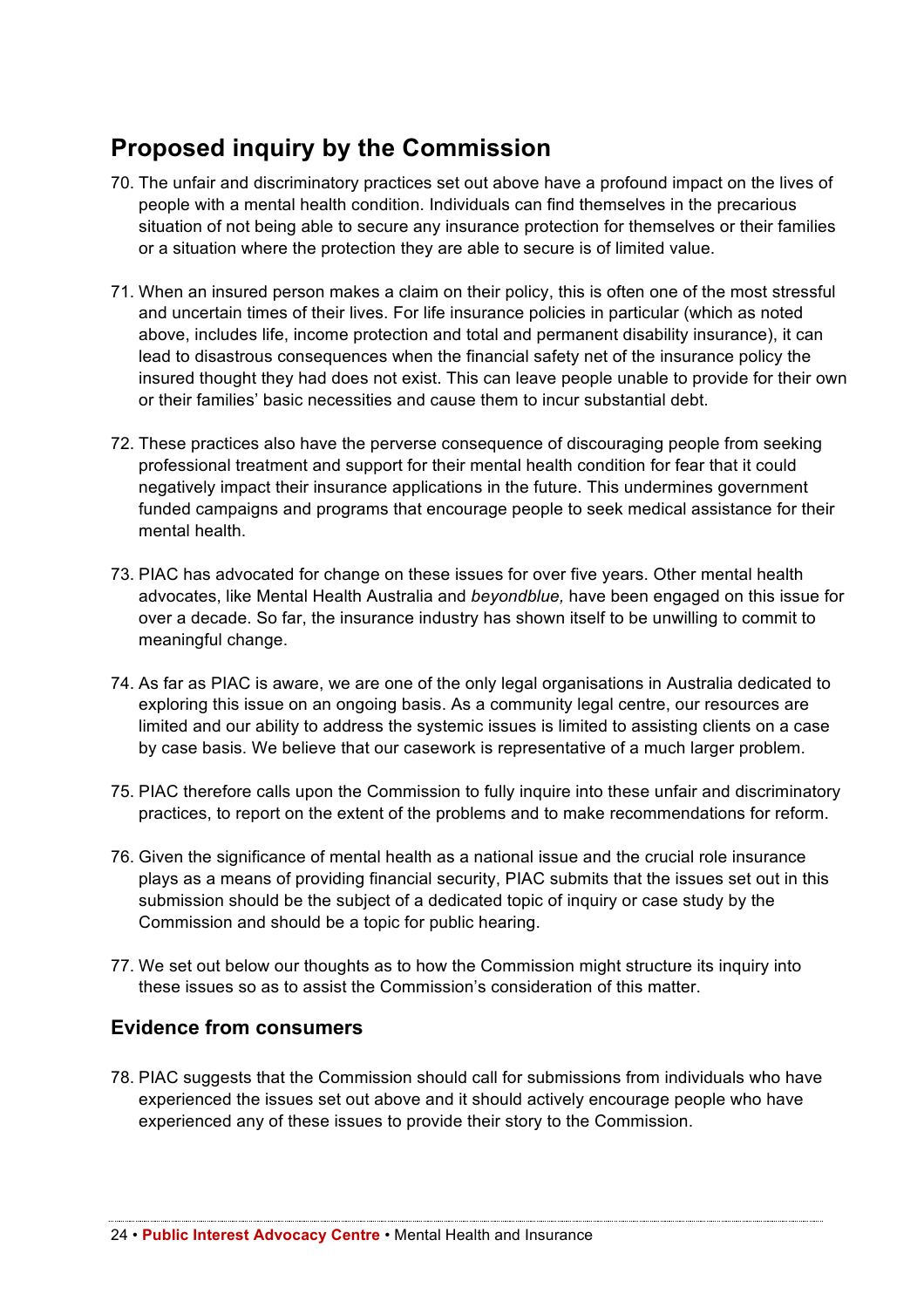## Proposed inquiry by the Commission

70. The unfair and discriminatory practices set out above have a profound impact on the lives of people with a mental health condition. Individuals can find themselves in the precarious situation of not being able to secure any insurance protection for themselves or their families or a situation where the protection they are able to secure is of limited value.

71. When an insured person makes a claim on their policy, this is often one of the most stressful and uncertain times of their lives. For life insurance policies in particular (which as noted above, includes life, income protection and total and permanent disability insurance), it can lead to disastrous consequences when the financial safety net of the insurance policy the insured thought they had does not exist. This can leave people unable to provide for their own or their families' basic necessities and cause them to incur substantial debt.

72. These practices also have the perverse consequence of discouraging people from seeking professional treatment and support for their mental health condition for fear that it could negatively impact their insurance applications in the future. This undermines government funded campaigns and programs that encourage people to seek medical assistance for their mental health.

73. PIAC has advocated for change on these issues for over five years. Other mental health advocates, like Mental Health Australia and *beyondblue,* have been engaged on this issue for over a decade. So far, the insurance industry has shown itself to be unwilling to commit to meaningful change.

74. As far as PIAC is aware, we are one of the only legal organisations in Australia dedicated to exploring this issue on an ongoing basis. As a community legal centre, our resources are limited and our ability to address the systemic issues is limited to assisting clients on a case by case basis. We believe that our casework is representative of a much larger problem.

75. PIAC therefore calls upon the Commission to fully inquire into these unfair and discriminatory practices, to report on the extent of the problems and to make recommendations for reform.

76. Given the significance of mental health as a national issue and the crucial role insurance plays as a means of providing financial security, PIAC submits that the issues set out in this submission should be the subject of a dedicated topic of inquiry or case study by the Commission and should be a topic for public hearing.

77. We set out below our thoughts as to how the Commission might structure its inquiry into these issues so as to assist the Commission's consideration of this matter.

### Evidence from consumers

78. PIAC suggests that the Commission should call for submissions from individuals who have experienced the issues set out above and it should actively encourage people who have experienced any of these issues to provide their story to the Commission.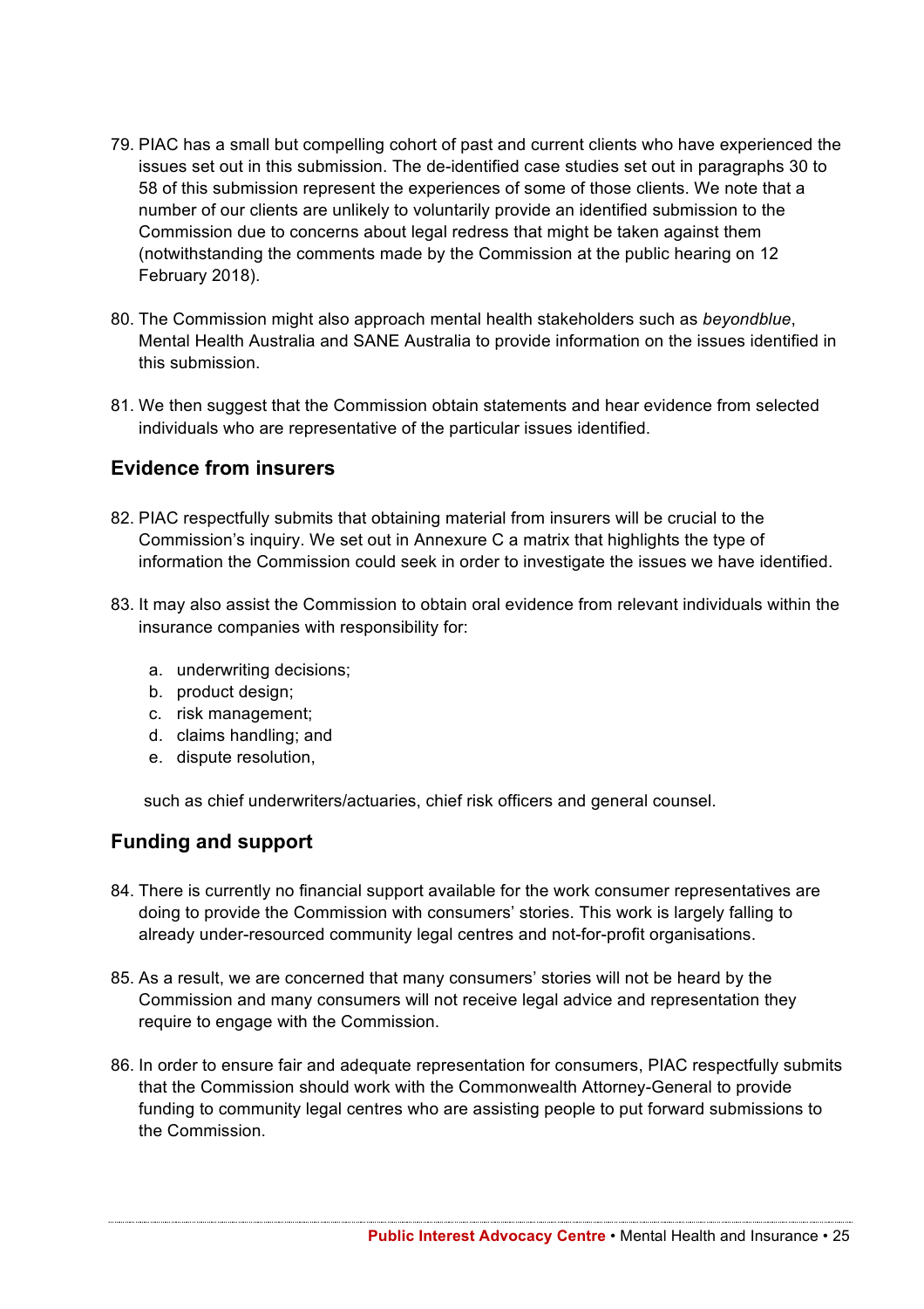79. PIAC has a small but compelling cohort of past and current clients who have experienced the issues set out in this submission. The de-identified case studies set out in paragraphs 30 to 58 of this submission represent the experiences of some of those clients. We note that a number of our clients are unlikely to voluntarily provide an identified submission to the Commission due to concerns about legal redress that might be taken against them (notwithstanding the comments made by the Commission at the public hearing on 12 February 2018).

80. The Commission might also approach mental health stakeholders such as *beyondblue*, Mental Health Australia and SANE Australia to provide information on the issues identified in this submission.

81. We then suggest that the Commission obtain statements and hear evidence from selected individuals who are representative of the particular issues identified.

## Evidence from insurers

82. PIAC respectfully submits that obtaining material from insurers will be crucial to the Commission's inquiry. We set out in Annexure C a matrix that highlights the type of information the Commission could seek in order to investigate the issues we have identified.

83. It may also assist the Commission to obtain oral evidence from relevant individuals within the insurance companies with responsibility for:

    a. underwriting decisions;
    b. product design;
    c. risk management;
    d. claims handling; and
    e. dispute resolution,

    such as chief underwriters/actuaries, chief risk officers and general counsel.

## Funding and support

84. There is currently no financial support available for the work consumer representatives are doing to provide the Commission with consumers' stories. This work is largely falling to already under-resourced community legal centres and not-for-profit organisations.

85. As a result, we are concerned that many consumers' stories will not be heard by the Commission and many consumers will not receive legal advice and representation they require to engage with the Commission.

86. In order to ensure fair and adequate representation for consumers, PIAC respectfully submits that the Commission should work with the Commonwealth Attorney-General to provide funding to community legal centres who are assisting people to put forward submissions to the Commission.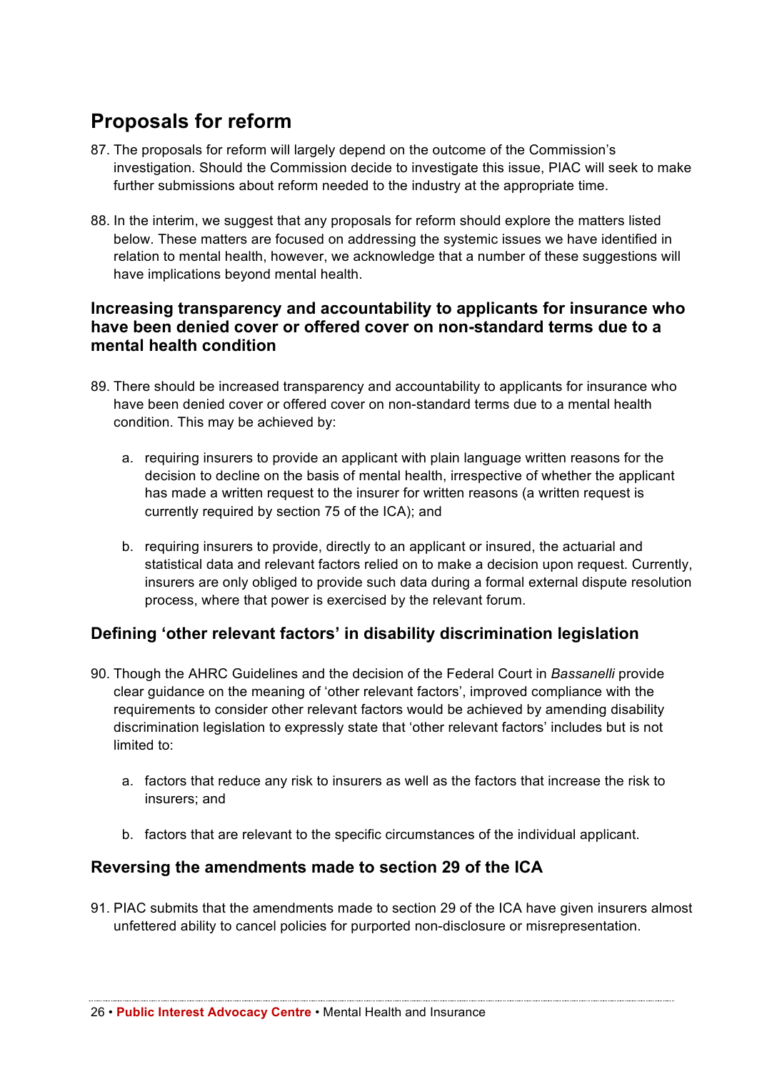## Proposals for reform

87. The proposals for reform will largely depend on the outcome of the Commission's investigation. Should the Commission decide to investigate this issue, PIAC will seek to make further submissions about reform needed to the industry at the appropriate time.

88. In the interim, we suggest that any proposals for reform should explore the matters listed below. These matters are focused on addressing the systemic issues we have identified in relation to mental health, however, we acknowledge that a number of these suggestions will have implications beyond mental health.

### Increasing transparency and accountability to applicants for insurance who have been denied cover or offered cover on non-standard terms due to a mental health condition

89. There should be increased transparency and accountability to applicants for insurance who have been denied cover or offered cover on non-standard terms due to a mental health condition. This may be achieved by:

    a. requiring insurers to provide an applicant with plain language written reasons for the decision to decline on the basis of mental health, irrespective of whether the applicant has made a written request to the insurer for written reasons (a written request is currently required by section 75 of the ICA); and

    b. requiring insurers to provide, directly to an applicant or insured, the actuarial and statistical data and relevant factors relied on to make a decision upon request. Currently, insurers are only obliged to provide such data during a formal external dispute resolution process, where that power is exercised by the relevant forum.

### Defining 'other relevant factors' in disability discrimination legislation

90. Though the AHRC Guidelines and the decision of the Federal Court in *Bassanelli* provide clear guidance on the meaning of 'other relevant factors', improved compliance with the requirements to consider other relevant factors would be achieved by amending disability discrimination legislation to expressly state that 'other relevant factors' includes but is not limited to:

    a. factors that reduce any risk to insurers as well as the factors that increase the risk to insurers; and

    b. factors that are relevant to the specific circumstances of the individual applicant.

### Reversing the amendments made to section 29 of the ICA

91. PIAC submits that the amendments made to section 29 of the ICA have given insurers almost unfettered ability to cancel policies for purported non-disclosure or misrepresentation.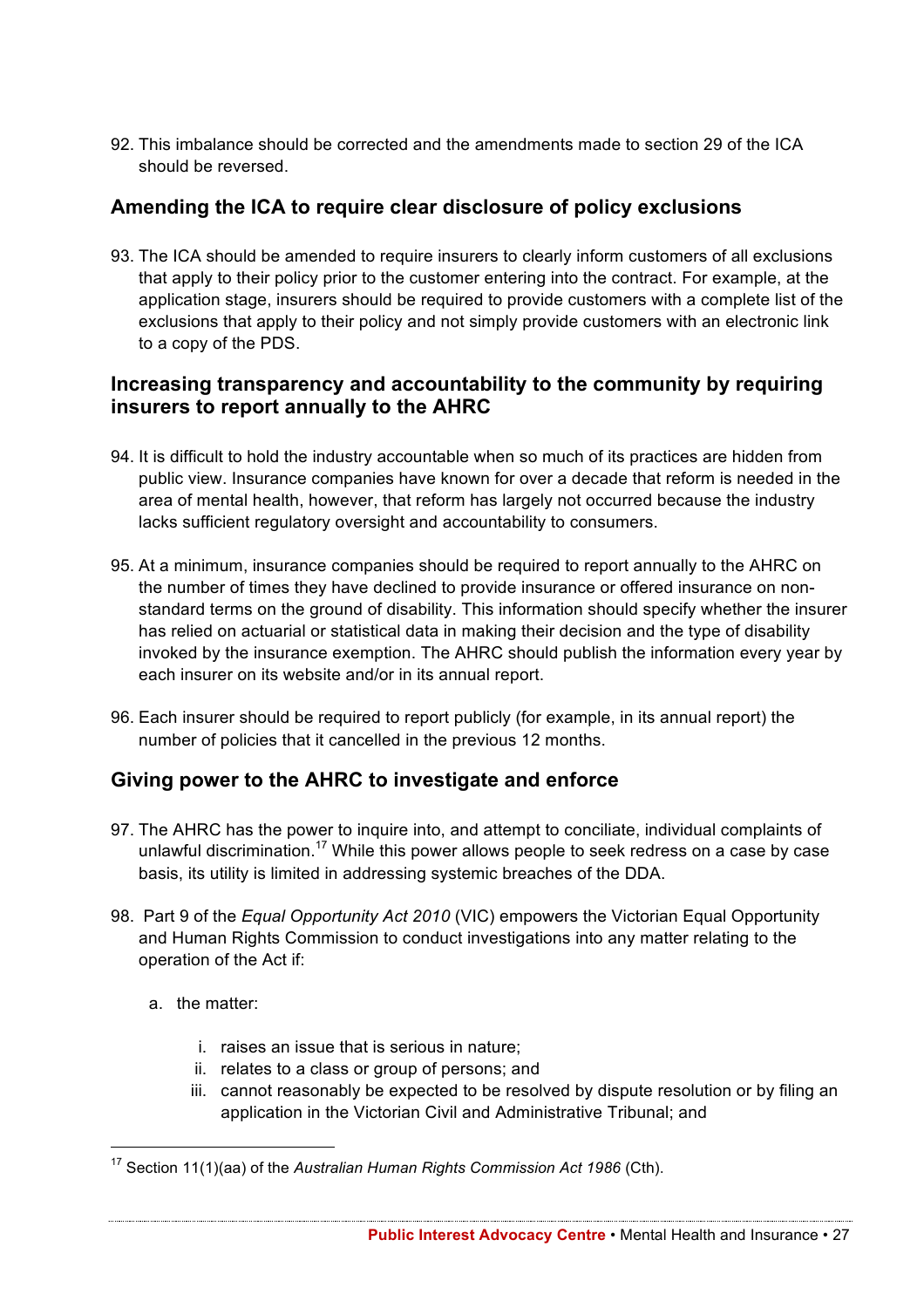92. This imbalance should be corrected and the amendments made to section 29 of the ICA should be reversed.

## Amending the ICA to require clear disclosure of policy exclusions

93. The ICA should be amended to require insurers to clearly inform customers of all exclusions that apply to their policy prior to the customer entering into the contract. For example, at the application stage, insurers should be required to provide customers with a complete list of the exclusions that apply to their policy and not simply provide customers with an electronic link to a copy of the PDS.

## Increasing transparency and accountability to the community by requiring insurers to report annually to the AHRC

94. It is difficult to hold the industry accountable when so much of its practices are hidden from public view. Insurance companies have known for over a decade that reform is needed in the area of mental health, however, that reform has largely not occurred because the industry lacks sufficient regulatory oversight and accountability to consumers.

95. At a minimum, insurance companies should be required to report annually to the AHRC on the number of times they have declined to provide insurance or offered insurance on non-standard terms on the ground of disability. This information should specify whether the insurer has relied on actuarial or statistical data in making their decision and the type of disability invoked by the insurance exemption. The AHRC should publish the information every year by each insurer on its website and/or in its annual report.

96. Each insurer should be required to report publicly (for example, in its annual report) the number of policies that it cancelled in the previous 12 months.

## Giving power to the AHRC to investigate and enforce

97. The AHRC has the power to inquire into, and attempt to conciliate, individual complaints of unlawful discrimination.[17] While this power allows people to seek redress on a case by case basis, its utility is limited in addressing systemic breaches of the DDA.

98. Part 9 of the *Equal Opportunity Act 2010* (VIC) empowers the Victorian Equal Opportunity and Human Rights Commission to conduct investigations into any matter relating to the operation of the Act if:

    a. the matter:

        i. raises an issue that is serious in nature;
        ii. relates to a class or group of persons; and
        iii. cannot reasonably be expected to be resolved by dispute resolution or by filing an application in the Victorian Civil and Administrative Tribunal; and

---

[17] Section 11(1)(aa) of the *Australian Human Rights Commission Act 1986* (Cth).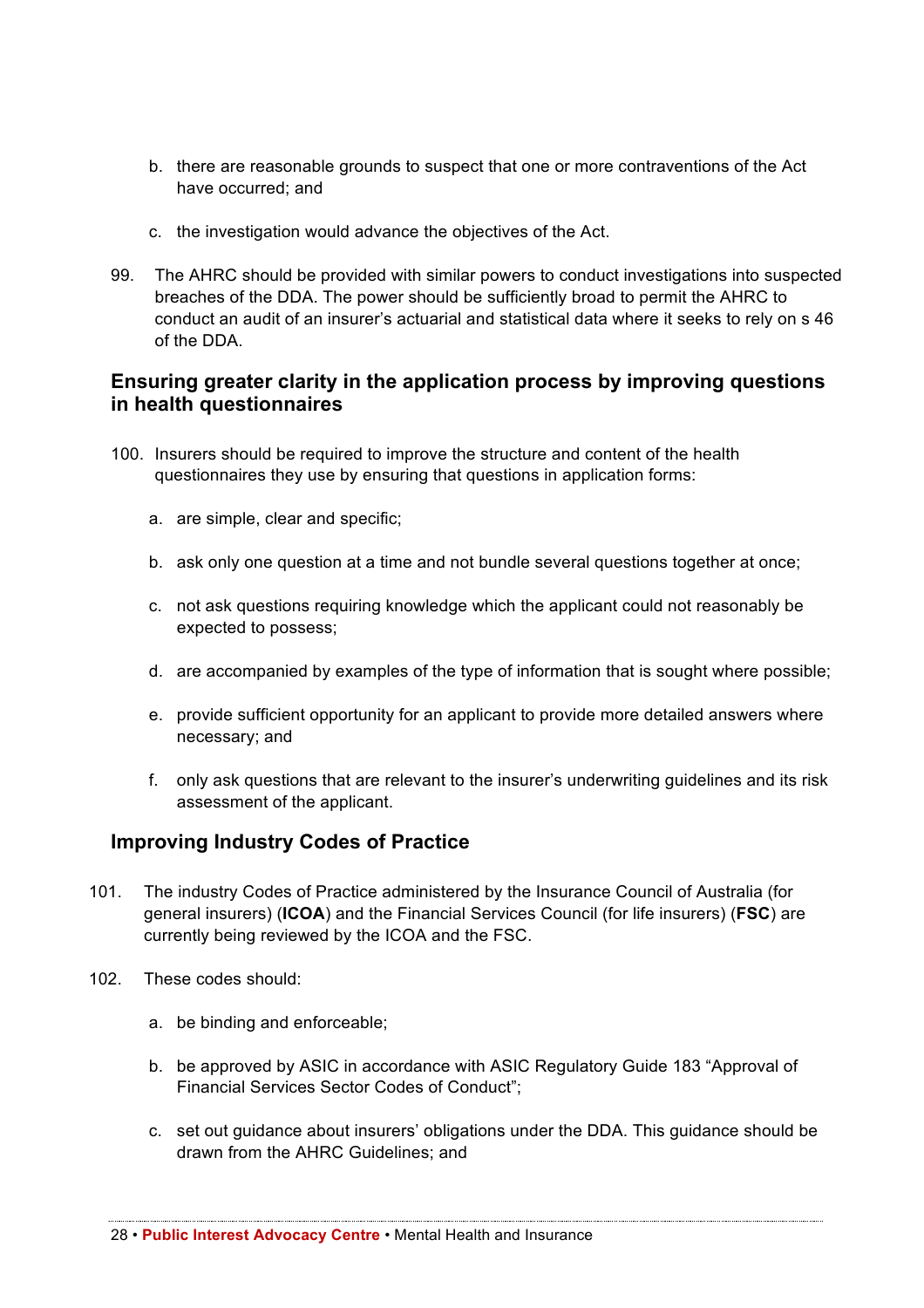b. there are reasonable grounds to suspect that one or more contraventions of the Act have occurred; and

c. the investigation would advance the objectives of the Act.

99. The AHRC should be provided with similar powers to conduct investigations into suspected breaches of the DDA. The power should be sufficiently broad to permit the AHRC to conduct an audit of an insurer's actuarial and statistical data where it seeks to rely on s 46 of the DDA.

### Ensuring greater clarity in the application process by improving questions in health questionnaires

100. Insurers should be required to improve the structure and content of the health questionnaires they use by ensuring that questions in application forms:

a. are simple, clear and specific;

b. ask only one question at a time and not bundle several questions together at once;

c. not ask questions requiring knowledge which the applicant could not reasonably be expected to possess;

d. are accompanied by examples of the type of information that is sought where possible;

e. provide sufficient opportunity for an applicant to provide more detailed answers where necessary; and

f. only ask questions that are relevant to the insurer's underwriting guidelines and its risk assessment of the applicant.

### Improving Industry Codes of Practice

101. The industry Codes of Practice administered by the Insurance Council of Australia (for general insurers) (**ICOA**) and the Financial Services Council (for life insurers) (**FSC**) are currently being reviewed by the ICOA and the FSC.

102. These codes should:

a. be binding and enforceable;

b. be approved by ASIC in accordance with ASIC Regulatory Guide 183 "Approval of Financial Services Sector Codes of Conduct";

c. set out guidance about insurers' obligations under the DDA. This guidance should be drawn from the AHRC Guidelines; and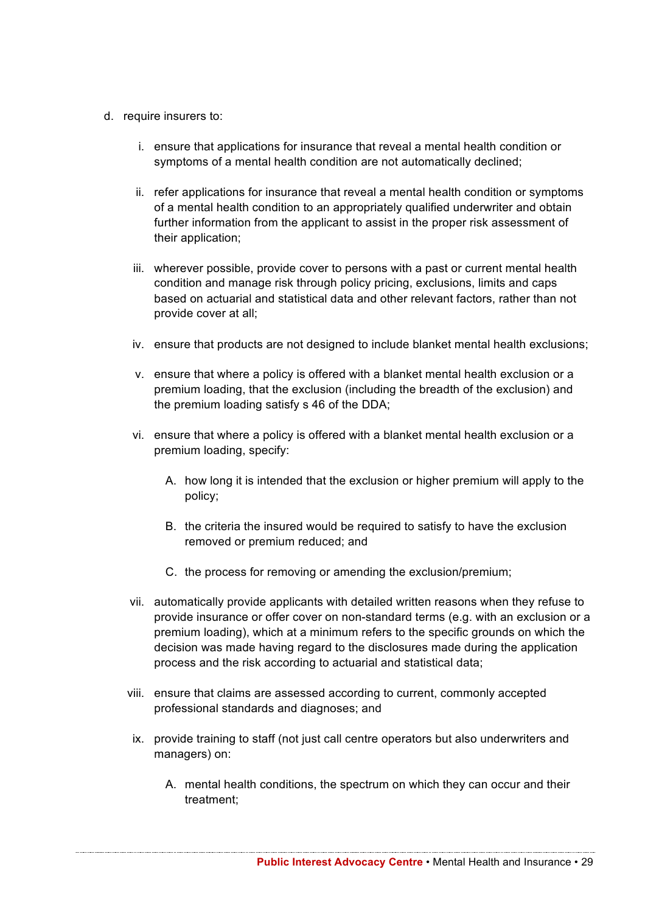d. require insurers to:

   i. ensure that applications for insurance that reveal a mental health condition or symptoms of a mental health condition are not automatically declined;

   ii. refer applications for insurance that reveal a mental health condition or symptoms of a mental health condition to an appropriately qualified underwriter and obtain further information from the applicant to assist in the proper risk assessment of their application;

   iii. wherever possible, provide cover to persons with a past or current mental health condition and manage risk through policy pricing, exclusions, limits and caps based on actuarial and statistical data and other relevant factors, rather than not provide cover at all;

   iv. ensure that products are not designed to include blanket mental health exclusions;

   v. ensure that where a policy is offered with a blanket mental health exclusion or a premium loading, that the exclusion (including the breadth of the exclusion) and the premium loading satisfy s 46 of the DDA;

   vi. ensure that where a policy is offered with a blanket mental health exclusion or a premium loading, specify:

      A. how long it is intended that the exclusion or higher premium will apply to the policy;

      B. the criteria the insured would be required to satisfy to have the exclusion removed or premium reduced; and

      C. the process for removing or amending the exclusion/premium;

   vii. automatically provide applicants with detailed written reasons when they refuse to provide insurance or offer cover on non-standard terms (e.g. with an exclusion or a premium loading), which at a minimum refers to the specific grounds on which the decision was made having regard to the disclosures made during the application process and the risk according to actuarial and statistical data;

   viii. ensure that claims are assessed according to current, commonly accepted professional standards and diagnoses; and

   ix. provide training to staff (not just call centre operators but also underwriters and managers) on:

      A. mental health conditions, the spectrum on which they can occur and their treatment;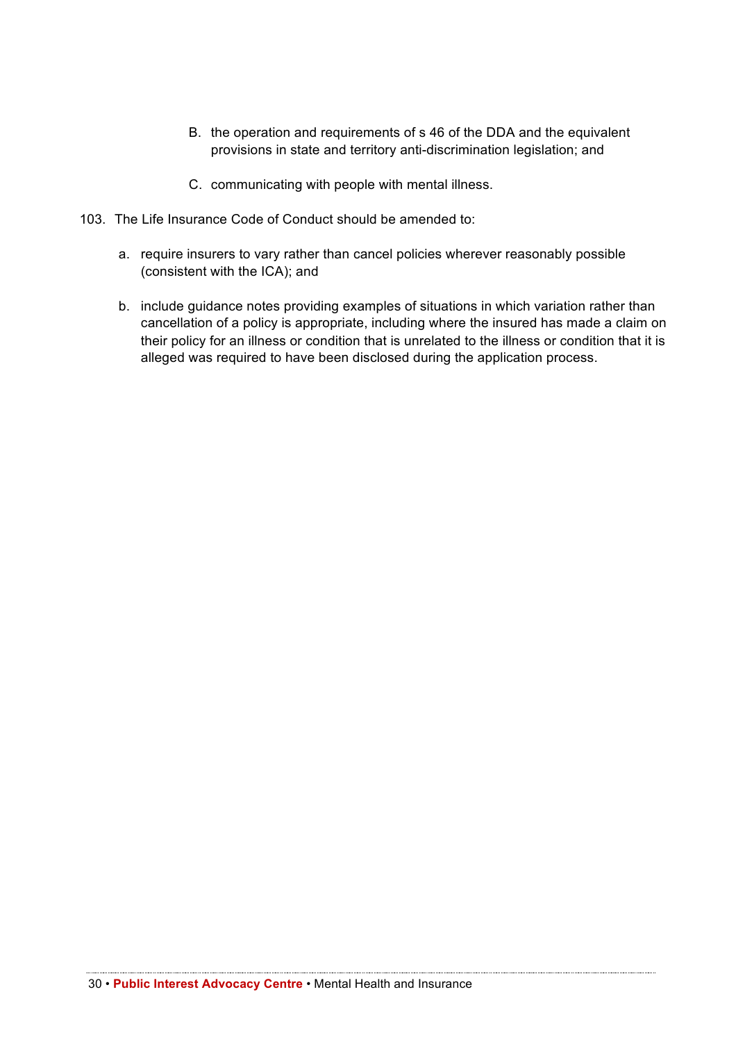B. the operation and requirements of s 46 of the DDA and the equivalent provisions in state and territory anti-discrimination legislation; and

   C. communicating with people with mental illness.

103. The Life Insurance Code of Conduct should be amended to:

   a. require insurers to vary rather than cancel policies wherever reasonably possible (consistent with the ICA); and

   b. include guidance notes providing examples of situations in which variation rather than cancellation of a policy is appropriate, including where the insured has made a claim on their policy for an illness or condition that is unrelated to the illness or condition that it is alleged was required to have been disclosed during the application process.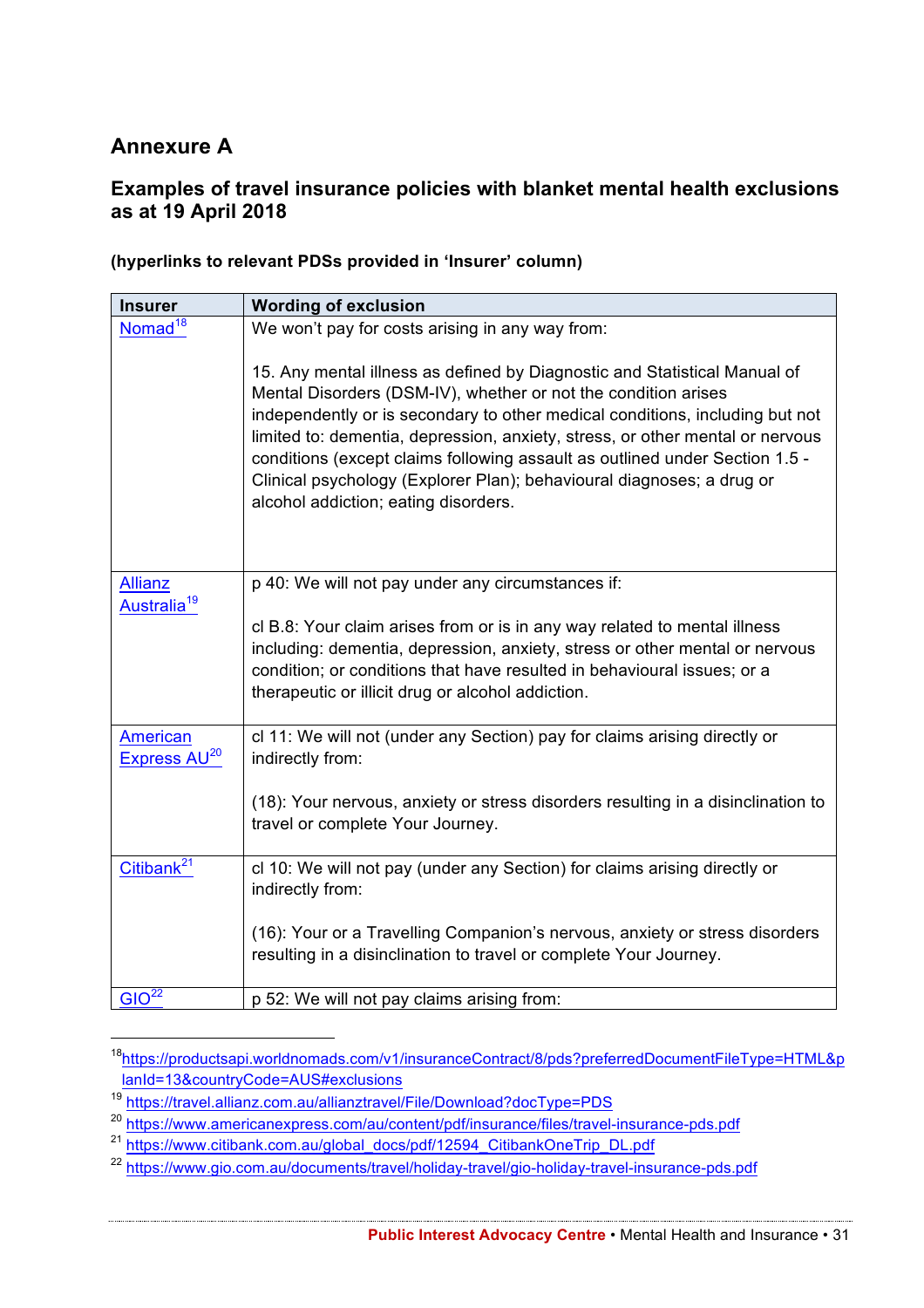## Annexure A

### Examples of travel insurance policies with blanket mental health exclusions as at 19 April 2018

**(hyperlinks to relevant PDSs provided in 'Insurer' column)**

| Insurer | Wording of exclusion |
|---|---|
| Nomad[18] | We won't pay for costs arising in any way from:<br><br>15. Any mental illness as defined by Diagnostic and Statistical Manual of Mental Disorders (DSM-IV), whether or not the condition arises independently or is secondary to other medical conditions, including but not limited to: dementia, depression, anxiety, stress, or other mental or nervous conditions (except claims following assault as outlined under Section 1.5 - Clinical psychology (Explorer Plan); behavioural diagnoses; a drug or alcohol addiction; eating disorders. |
| Allianz Australia[19] | p 40: We will not pay under any circumstances if:<br><br>cl B.8: Your claim arises from or is in any way related to mental illness including: dementia, depression, anxiety, stress or other mental or nervous condition; or conditions that have resulted in behavioural issues; or a therapeutic or illicit drug or alcohol addiction. |
| American Express AU[20] | cl 11: We will not (under any Section) pay for claims arising directly or indirectly from:<br><br>(18): Your nervous, anxiety or stress disorders resulting in a disinclination to travel or complete Your Journey. |
| Citibank[21] | cl 10: We will not pay (under any Section) for claims arising directly or indirectly from:<br><br>(16): Your or a Travelling Companion's nervous, anxiety or stress disorders resulting in a disinclination to travel or complete Your Journey. |
| GIO[22] | p 52: We will not pay claims arising from: |

[18] https://productsapi.worldnomads.com/v1/insuranceContract/8/pds?preferredDocumentFileType=HTML&planId=13&countryCode=AUS#exclusions

[19] https://travel.allianz.com.au/allianztravel/File/Download?docType=PDS

[20] https://www.americanexpress.com/au/content/pdf/insurance/files/travel-insurance-pds.pdf

[21] https://www.citibank.com.au/global_docs/pdf/12594_CitibankOneTrip_DL.pdf

[22] https://www.gio.com.au/documents/travel/holiday-travel/gio-holiday-travel-insurance-pds.pdf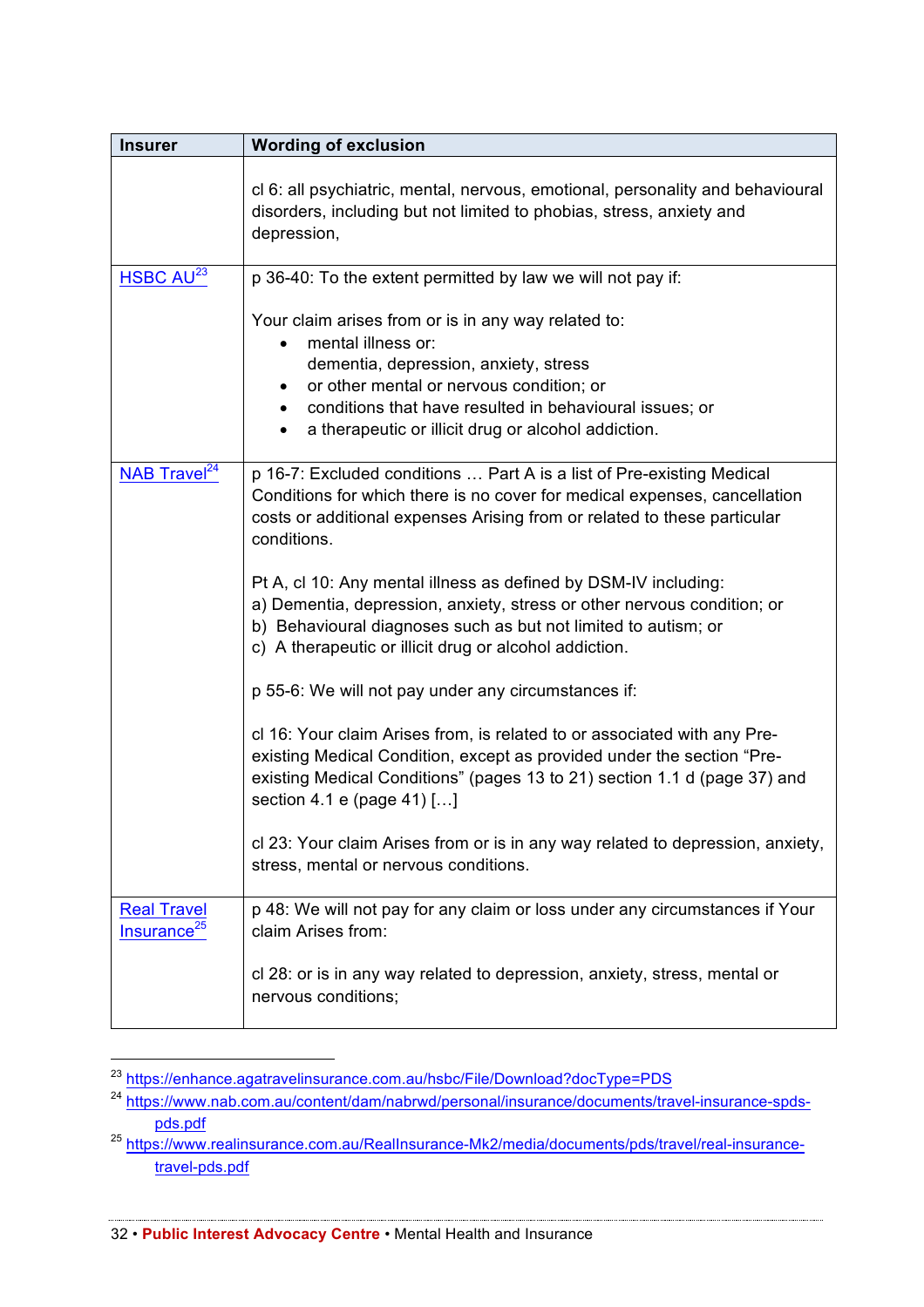| Insurer | Wording of exclusion |
|---|---|
| | cl 6: all psychiatric, mental, nervous, emotional, personality and behavioural disorders, including but not limited to phobias, stress, anxiety and depression, |
| HSBC AU[23] | p 36-40: To the extent permitted by law we will not pay if:<br><br>Your claim arises from or is in any way related to:<br>• mental illness or:<br>dementia, depression, anxiety, stress<br>• or other mental or nervous condition; or<br>• conditions that have resulted in behavioural issues; or<br>• a therapeutic or illicit drug or alcohol addiction. |
| NAB Travel[24] | p 16-7: Excluded conditions … Part A is a list of Pre-existing Medical Conditions for which there is no cover for medical expenses, cancellation costs or additional expenses Arising from or related to these particular conditions.<br><br>Pt A, cl 10: Any mental illness as defined by DSM-IV including:<br>a) Dementia, depression, anxiety, stress or other nervous condition; or<br>b) Behavioural diagnoses such as but not limited to autism; or<br>c) A therapeutic or illicit drug or alcohol addiction.<br><br>p 55-6: We will not pay under any circumstances if:<br><br>cl 16: Your claim Arises from, is related to or associated with any Pre-existing Medical Condition, except as provided under the section "Pre-existing Medical Conditions" (pages 13 to 21) section 1.1 d (page 37) and section 4.1 e (page 41) […]<br><br>cl 23: Your claim Arises from or is in any way related to depression, anxiety, stress, mental or nervous conditions. |
| Real Travel Insurance[25] | p 48: We will not pay for any claim or loss under any circumstances if Your claim Arises from:<br><br>cl 28: or is in any way related to depression, anxiety, stress, mental or nervous conditions; |

[23] https://enhance.agatravelinsurance.com.au/hsbc/File/Download?docType=PDS

[24] https://www.nab.com.au/content/dam/nabrwd/personal/insurance/documents/travel-insurance-spds-pds.pdf

[25] https://www.realinsurance.com.au/RealInsurance-Mk2/media/documents/pds/travel/real-insurance-travel-pds.pdf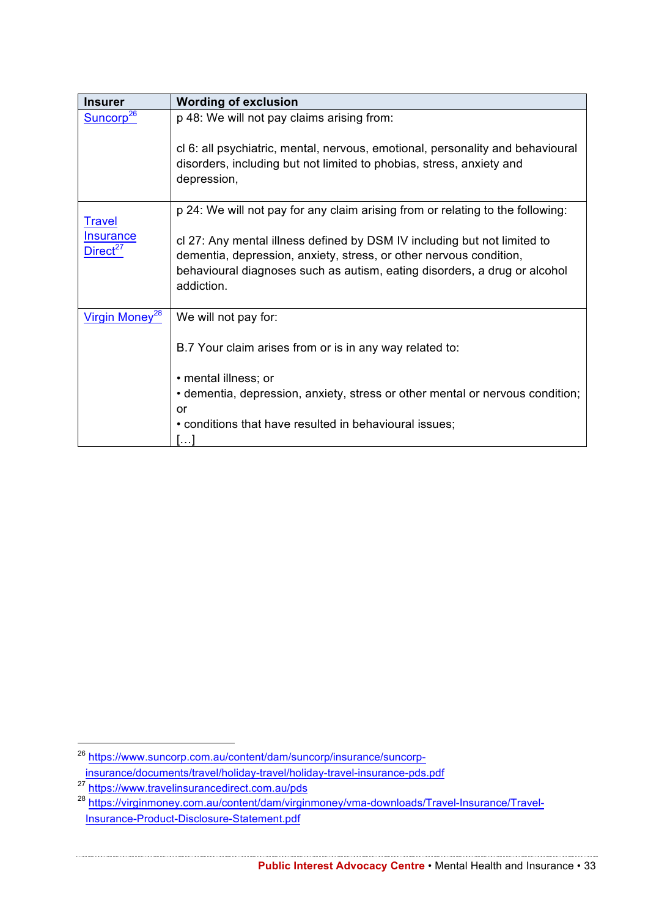| Insurer | Wording of exclusion |
|---|---|
| Suncorp[26] | p 48: We will not pay claims arising from:<br><br>cl 6: all psychiatric, mental, nervous, emotional, personality and behavioural disorders, including but not limited to phobias, stress, anxiety and depression, |
| Travel Insurance Direct[27] | p 24: We will not pay for any claim arising from or relating to the following:<br><br>cl 27: Any mental illness defined by DSM IV including but not limited to dementia, depression, anxiety, stress, or other nervous condition, behavioural diagnoses such as autism, eating disorders, a drug or alcohol addiction. |
| Virgin Money[28] | We will not pay for:<br><br>B.7 Your claim arises from or is in any way related to:<br><br>• mental illness; or<br>• dementia, depression, anxiety, stress or other mental or nervous condition; or<br>• conditions that have resulted in behavioural issues;<br>[…] |

[26] https://www.suncorp.com.au/content/dam/suncorp/insurance/suncorp-insurance/documents/travel/holiday-travel/holiday-travel-insurance-pds.pdf

[27] https://www.travelinsurancedirect.com.au/pds

[28] https://virginmoney.com.au/content/dam/virginmoney/vma-downloads/Travel-Insurance/Travel-Insurance-Product-Disclosure-Statement.pdf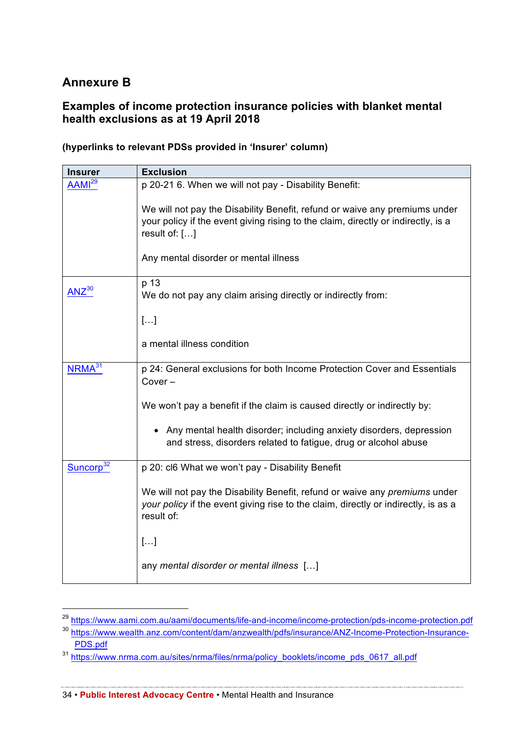## Annexure B

### Examples of income protection insurance policies with blanket mental health exclusions as at 19 April 2018

**(hyperlinks to relevant PDSs provided in 'Insurer' column)**

| Insurer | Exclusion |
|---|---|
| AAMI[29] | p 20-21 6. When we will not pay - Disability Benefit:<br><br>We will not pay the Disability Benefit, refund or waive any premiums under your policy if the event giving rising to the claim, directly or indirectly, is a result of: […]<br><br>Any mental disorder or mental illness |
| ANZ[30] | p 13<br>We do not pay any claim arising directly or indirectly from:<br><br>[…]<br><br>a mental illness condition |
| NRMA[31] | p 24: General exclusions for both Income Protection Cover and Essentials Cover –<br><br>We won't pay a benefit if the claim is caused directly or indirectly by:<br><br>• Any mental health disorder; including anxiety disorders, depression and stress, disorders related to fatigue, drug or alcohol abuse |
| Suncorp[32] | p 20: cl6 What we won't pay - Disability Benefit<br><br>We will not pay the Disability Benefit, refund or waive any *premiums* under *your policy* if the event giving rise to the claim, directly or indirectly, is as a result of:<br><br>[…]<br><br>any *mental disorder or mental illness* […] |

[29] https://www.aami.com.au/aami/documents/life-and-income/income-protection/pds-income-protection.pdf

[30] https://www.wealth.anz.com/content/dam/anzwealth/pdfs/insurance/ANZ-Income-Protection-Insurance-PDS.pdf

[31] https://www.nrma.com.au/sites/nrma/files/nrma/policy_booklets/income_pds_0617_all.pdf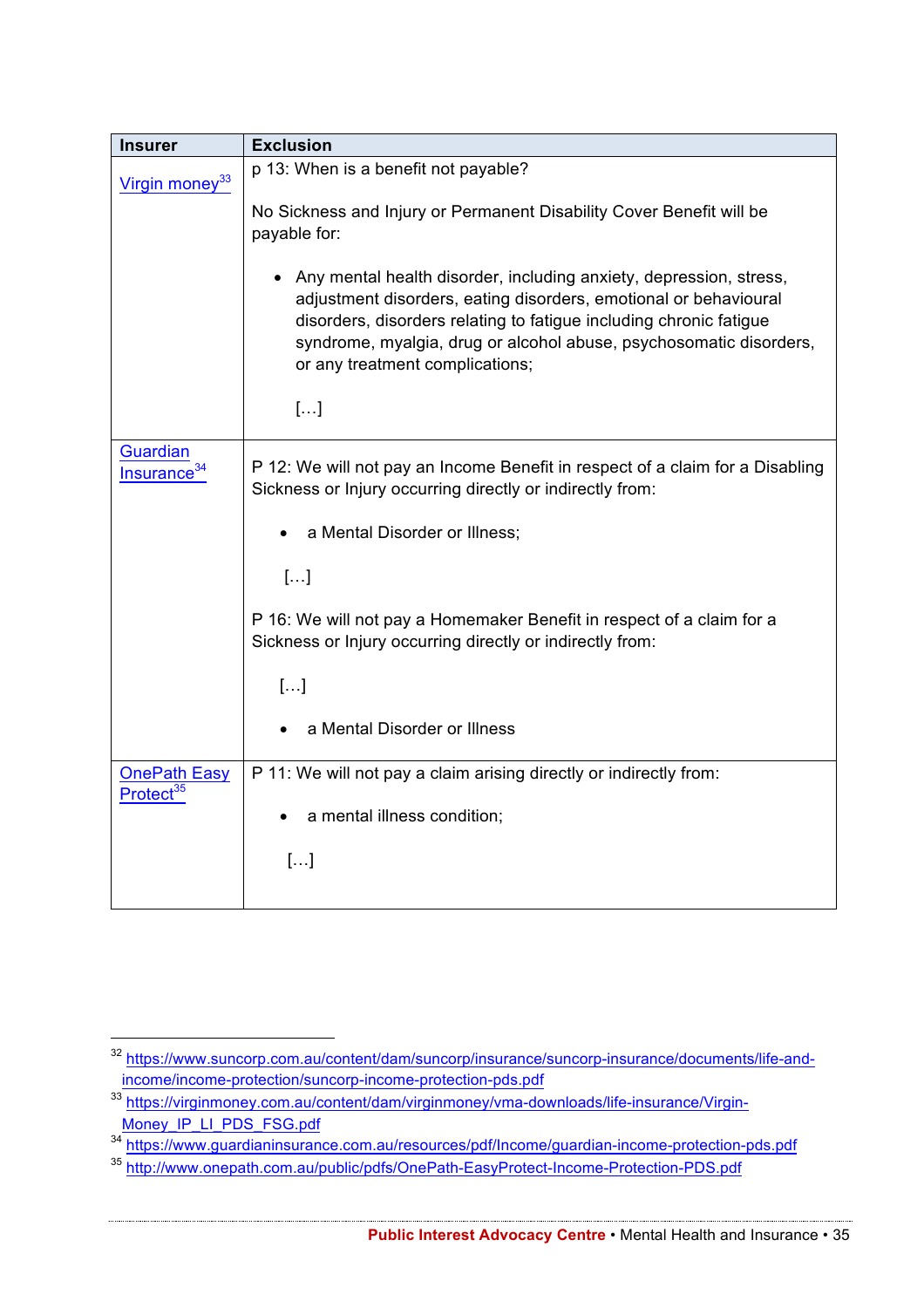| Insurer | Exclusion |
|---|---|
| Virgin money[33] | p 13: When is a benefit not payable?<br><br>No Sickness and Injury or Permanent Disability Cover Benefit will be payable for:<br><br>• Any mental health disorder, including anxiety, depression, stress, adjustment disorders, eating disorders, emotional or behavioural disorders, disorders relating to fatigue including chronic fatigue syndrome, myalgia, drug or alcohol abuse, psychosomatic disorders, or any treatment complications;<br><br>[…] |
| Guardian Insurance[34] | P 12: We will not pay an Income Benefit in respect of a claim for a Disabling Sickness or Injury occurring directly or indirectly from:<br><br>• a Mental Disorder or Illness;<br><br>[…]<br><br>P 16: We will not pay a Homemaker Benefit in respect of a claim for a Sickness or Injury occurring directly or indirectly from:<br><br>[…]<br><br>• a Mental Disorder or Illness |
| OnePath Easy Protect[35] | P 11: We will not pay a claim arising directly or indirectly from:<br><br>• a mental illness condition;<br><br>[…] |

[32] https://www.suncorp.com.au/content/dam/suncorp/insurance/suncorp-insurance/documents/life-and-income/income-protection/suncorp-income-protection-pds.pdf

[33] https://virginmoney.com.au/content/dam/virginmoney/vma-downloads/life-insurance/Virgin-Money_IP_LI_PDS_FSG.pdf

[34] https://www.guardianinsurance.com.au/resources/pdf/Income/guardian-income-protection-pds.pdf

[35] http://www.onepath.com.au/public/pdfs/OnePath-EasyProtect-Income-Protection-PDS.pdf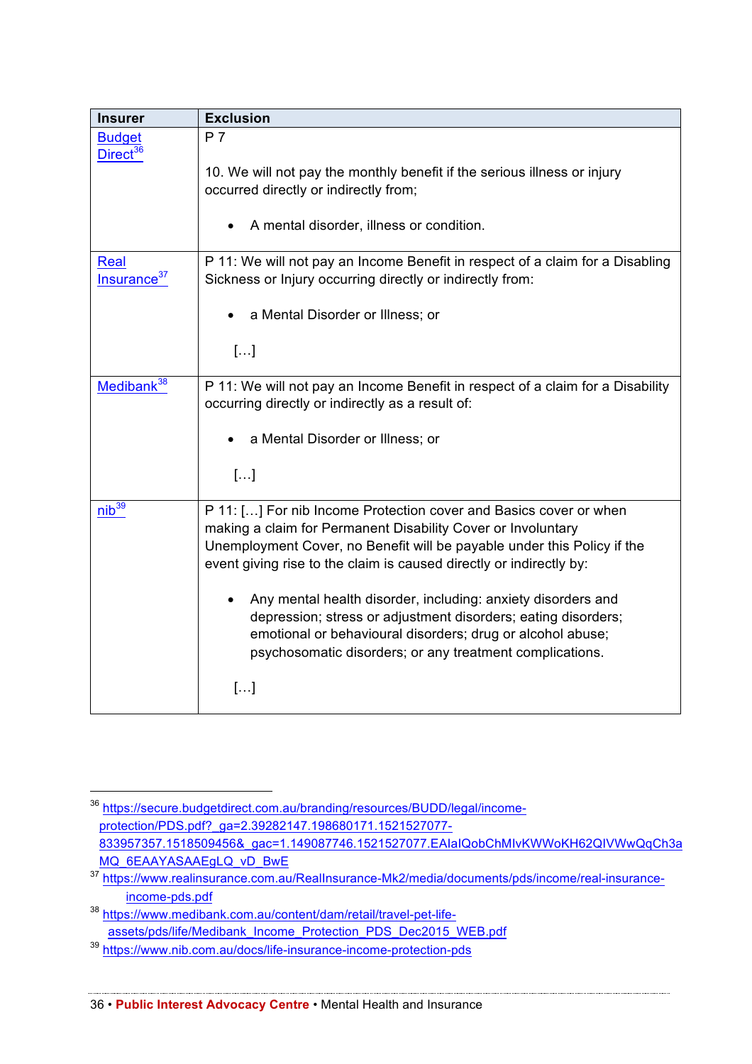| Insurer | Exclusion |
|---|---|
| Budget Direct[36] | P 7<br><br>10. We will not pay the monthly benefit if the serious illness or injury occurred directly or indirectly from;<br><br>• A mental disorder, illness or condition. |
| Real Insurance[37] | P 11: We will not pay an Income Benefit in respect of a claim for a Disabling Sickness or Injury occurring directly or indirectly from:<br><br>• a Mental Disorder or Illness; or<br><br>[…] |
| Medibank[38] | P 11: We will not pay an Income Benefit in respect of a claim for a Disability occurring directly or indirectly as a result of:<br><br>• a Mental Disorder or Illness; or<br><br>[…] |
| nib[39] | P 11: […] For nib Income Protection cover and Basics cover or when making a claim for Permanent Disability Cover or Involuntary Unemployment Cover, no Benefit will be payable under this Policy if the event giving rise to the claim is caused directly or indirectly by:<br><br>• Any mental health disorder, including: anxiety disorders and depression; stress or adjustment disorders; eating disorders; emotional or behavioural disorders; drug or alcohol abuse; psychosomatic disorders; or any treatment complications.<br><br>[…] |

[36] https://secure.budgetdirect.com.au/branding/resources/BUDD/legal/income-protection/PDS.pdf?_ga=2.39282147.198680171.1521527077-833957357.1518509456&_gac=1.149087746.1521527077.EAIaIQobChMIvKWWoKH62QIVWwQqCh3aMQ_6EAAYASAAEgLQ_vD_BwE

[37] https://www.realinsurance.com.au/RealInsurance-Mk2/media/documents/pds/income/real-insurance-income-pds.pdf

[38] https://www.medibank.com.au/content/dam/retail/travel-pet-life-assets/pds/life/Medibank_Income_Protection_PDS_Dec2015_WEB.pdf

[39] https://www.nib.com.au/docs/life-insurance-income-protection-pds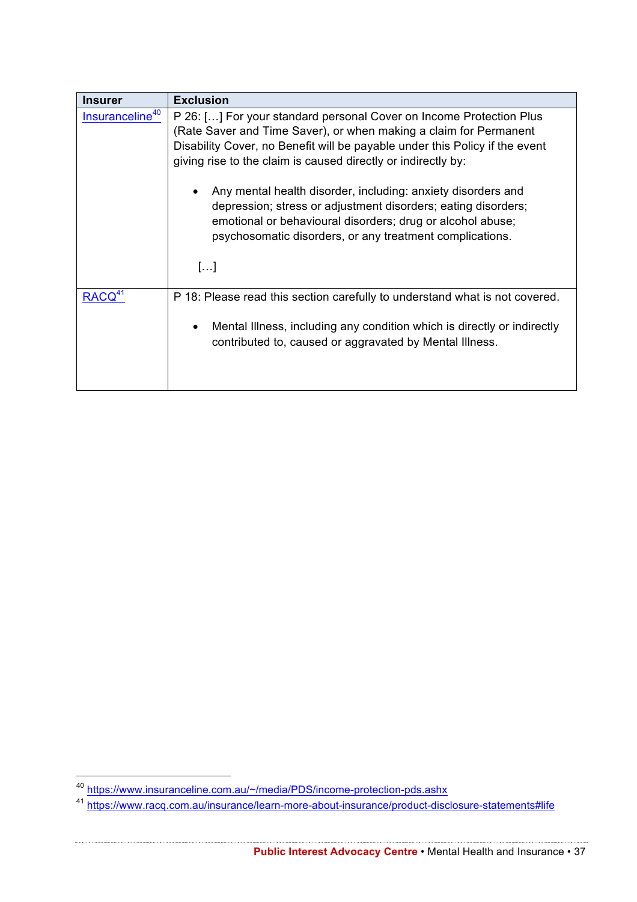| Insurer | Exclusion |
|---|---|
| Insuranceline[40] | P 26: […] For your standard personal Cover on Income Protection Plus (Rate Saver and Time Saver), or when making a claim for Permanent Disability Cover, no Benefit will be payable under this Policy if the event giving rise to the claim is caused directly or indirectly by:<br><br>• Any mental health disorder, including: anxiety disorders and depression; stress or adjustment disorders; eating disorders; emotional or behavioural disorders; drug or alcohol abuse; psychosomatic disorders, or any treatment complications.<br><br>[…] |
| RACQ[41] | P 18: Please read this section carefully to understand what is not covered.<br><br>• Mental Illness, including any condition which is directly or indirectly contributed to, caused or aggravated by Mental Illness. |

[40] https://www.insuranceline.com.au/~/media/PDS/income-protection-pds.ashx

[41] https://www.racq.com.au/insurance/learn-more-about-insurance/product-disclosure-statements#life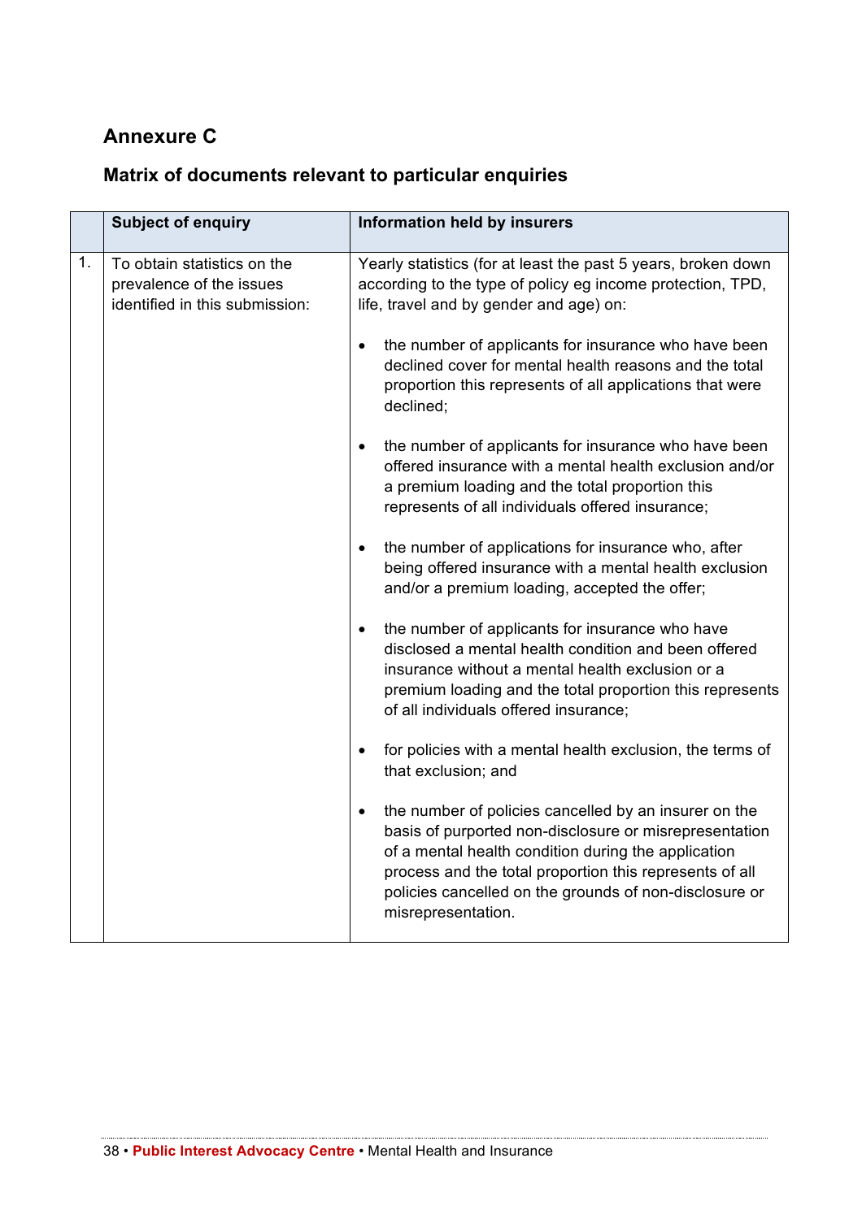## Annexure C

### Matrix of documents relevant to particular enquiries

| | Subject of enquiry | Information held by insurers |
|---|---|---|
| 1. | To obtain statistics on the prevalence of the issues identified in this submission: | Yearly statistics (for at least the past 5 years, broken down according to the type of policy eg income protection, TPD, life, travel and by gender and age) on:<br><br>• the number of applicants for insurance who have been declined cover for mental health reasons and the total proportion this represents of all applications that were declined;<br><br>• the number of applicants for insurance who have been offered insurance with a mental health exclusion and/or a premium loading and the total proportion this represents of all individuals offered insurance;<br><br>• the number of applications for insurance who, after being offered insurance with a mental health exclusion and/or a premium loading, accepted the offer;<br><br>• the number of applicants for insurance who have disclosed a mental health condition and been offered insurance without a mental health exclusion or a premium loading and the total proportion this represents of all individuals offered insurance;<br><br>• for policies with a mental health exclusion, the terms of that exclusion; and<br><br>• the number of policies cancelled by an insurer on the basis of purported non-disclosure or misrepresentation of a mental health condition during the application process and the total proportion this represents of all policies cancelled on the grounds of non-disclosure or misrepresentation. |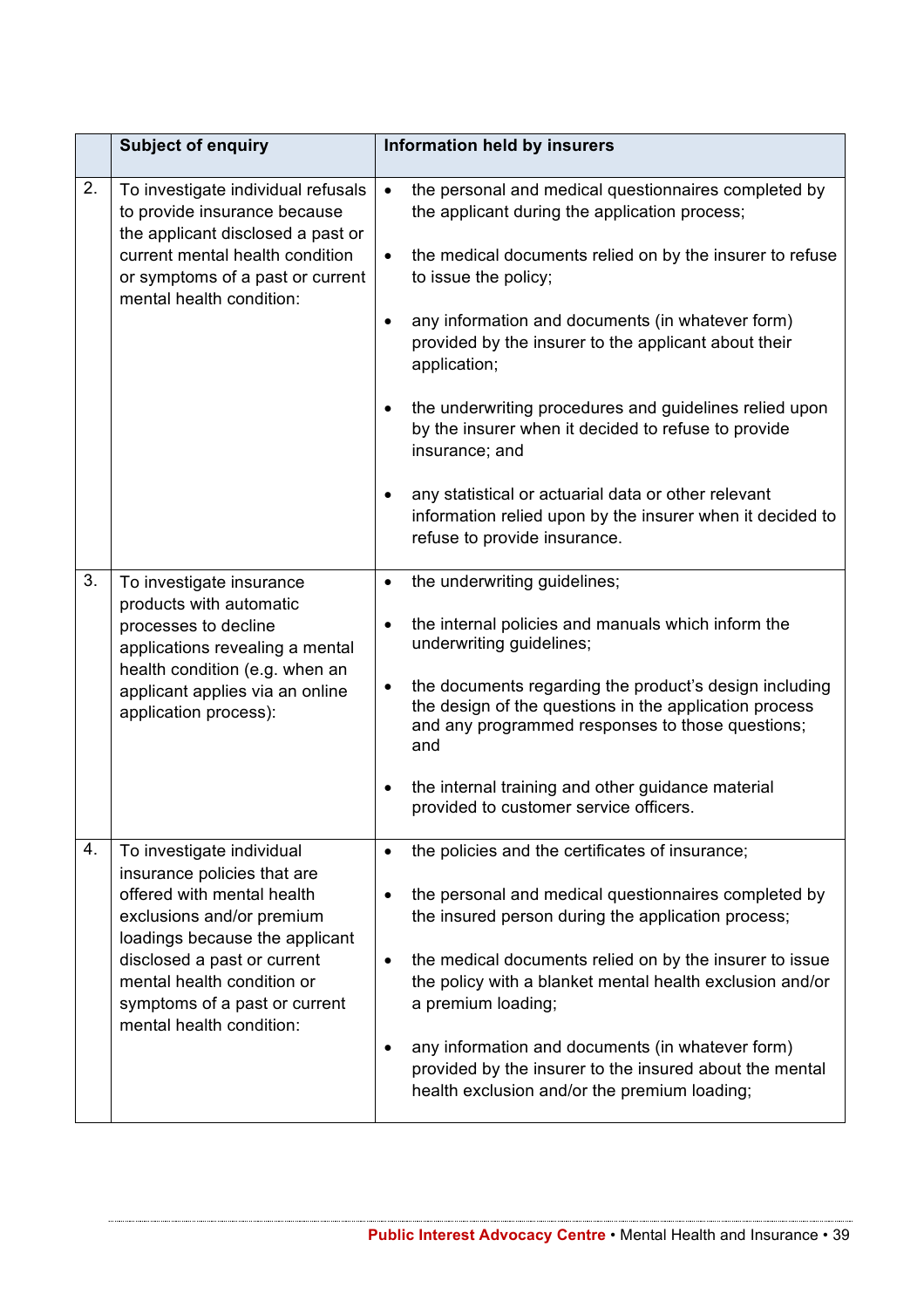| | Subject of enquiry | Information held by insurers |
|---|---|---|
| 2. | To investigate individual refusals to provide insurance because the applicant disclosed a past or current mental health condition or symptoms of a past or current mental health condition: | • the personal and medical questionnaires completed by the applicant during the application process; <br><br> • the medical documents relied on by the insurer to refuse to issue the policy; <br><br> • any information and documents (in whatever form) provided by the insurer to the applicant about their application; <br><br> • the underwriting procedures and guidelines relied upon by the insurer when it decided to refuse to provide insurance; and <br><br> • any statistical or actuarial data or other relevant information relied upon by the insurer when it decided to refuse to provide insurance. |
| 3. | To investigate insurance products with automatic processes to decline applications revealing a mental health condition (e.g. when an applicant applies via an online application process): | • the underwriting guidelines; <br><br> • the internal policies and manuals which inform the underwriting guidelines; <br><br> • the documents regarding the product's design including the design of the questions in the application process and any programmed responses to those questions; and <br><br> • the internal training and other guidance material provided to customer service officers. |
| 4. | To investigate individual insurance policies that are offered with mental health exclusions and/or premium loadings because the applicant disclosed a past or current mental health condition or symptoms of a past or current mental health condition: | • the policies and the certificates of insurance; <br><br> • the personal and medical questionnaires completed by the insured person during the application process; <br><br> • the medical documents relied on by the insurer to issue the policy with a blanket mental health exclusion and/or a premium loading; <br><br> • any information and documents (in whatever form) provided by the insurer to the insured about the mental health exclusion and/or the premium loading; |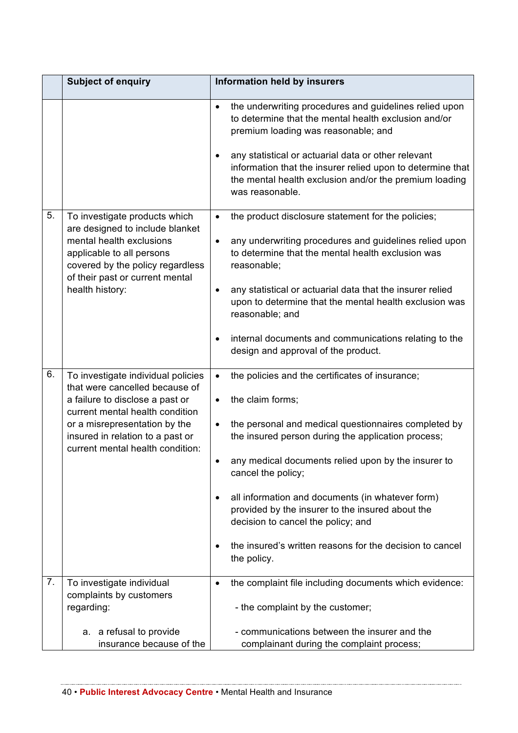| | Subject of enquiry | Information held by insurers |
|---|---|---|
| | | • the underwriting procedures and guidelines relied upon to determine that the mental health exclusion and/or premium loading was reasonable; and<br><br>• any statistical or actuarial data or other relevant information that the insurer relied upon to determine that the mental health exclusion and/or the premium loading was reasonable. |
| 5. | To investigate products which are designed to include blanket mental health exclusions applicable to all persons covered by the policy regardless of their past or current mental health history: | • the product disclosure statement for the policies;<br><br>• any underwriting procedures and guidelines relied upon to determine that the mental health exclusion was reasonable;<br><br>• any statistical or actuarial data that the insurer relied upon to determine that the mental health exclusion was reasonable; and<br><br>• internal documents and communications relating to the design and approval of the product. |
| 6. | To investigate individual policies that were cancelled because of a failure to disclose a past or current mental health condition or a misrepresentation by the insured in relation to a past or current mental health condition: | • the policies and the certificates of insurance;<br><br>• the claim forms;<br><br>• the personal and medical questionnaires completed by the insured person during the application process;<br><br>• any medical documents relied upon by the insurer to cancel the policy;<br><br>• all information and documents (in whatever form) provided by the insurer to the insured about the decision to cancel the policy; and<br><br>• the insured's written reasons for the decision to cancel the policy. |
| 7. | To investigate individual complaints by customers regarding:<br><br>a. a refusal to provide insurance because of the | • the complaint file including documents which evidence:<br><br>- the complaint by the customer;<br><br>- communications between the insurer and the complainant during the complaint process; |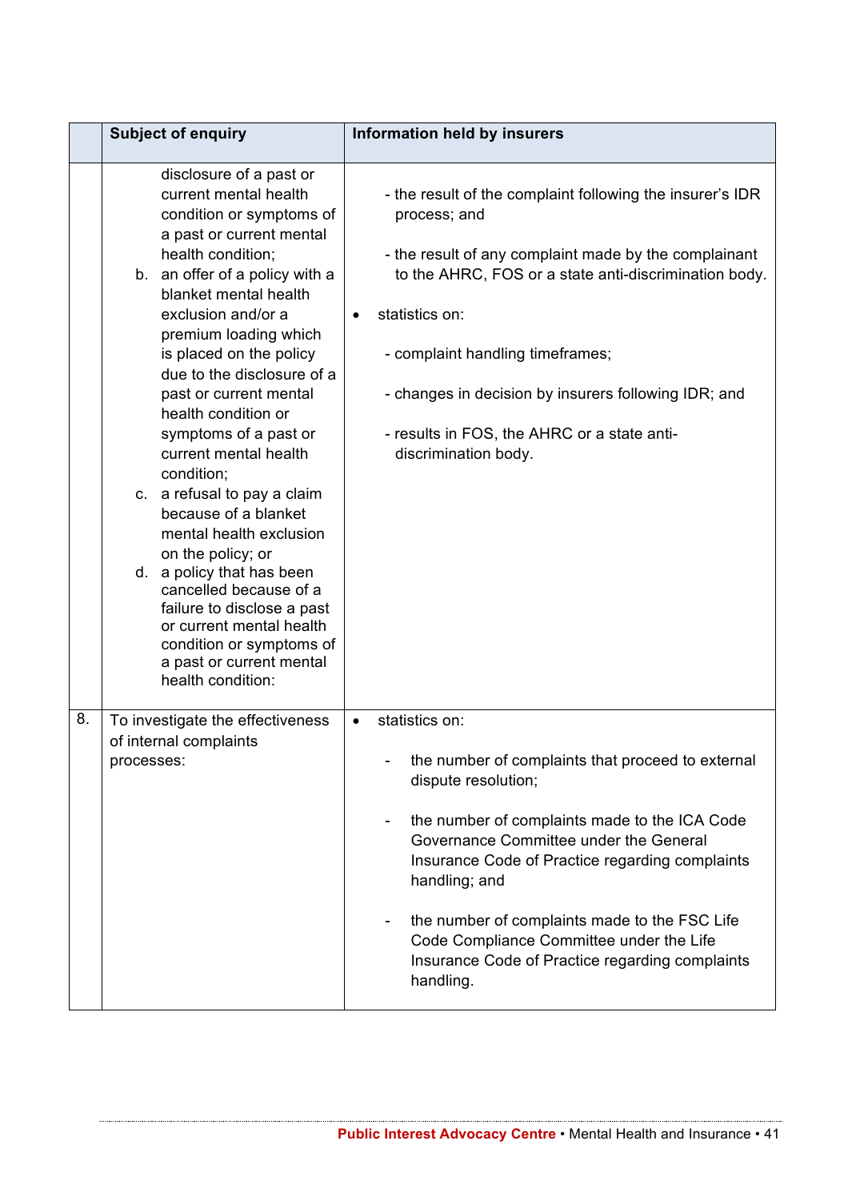| | Subject of enquiry | Information held by insurers |
|---|---|---|
| | disclosure of a past or current mental health condition or symptoms of a past or current mental health condition;<br>b. an offer of a policy with a blanket mental health exclusion and/or a premium loading which is placed on the policy due to the disclosure of a past or current mental health condition or symptoms of a past or current mental health condition;<br>c. a refusal to pay a claim because of a blanket mental health exclusion on the policy; or<br>d. a policy that has been cancelled because of a failure to disclose a past or current mental health condition or symptoms of a past or current mental health condition: | - the result of the complaint following the insurer's IDR process; and<br>- the result of any complaint made by the complainant to the AHRC, FOS or a state anti-discrimination body.<br>• statistics on:<br>- complaint handling timeframes;<br>- changes in decision by insurers following IDR; and<br>- results in FOS, the AHRC or a state anti-discrimination body. |
| 8. | To investigate the effectiveness of internal complaints processes: | • statistics on:<br>- the number of complaints that proceed to external dispute resolution;<br>- the number of complaints made to the ICA Code Governance Committee under the General Insurance Code of Practice regarding complaints handling; and<br>- the number of complaints made to the FSC Life Code Compliance Committee under the Life Insurance Code of Practice regarding complaints handling. |